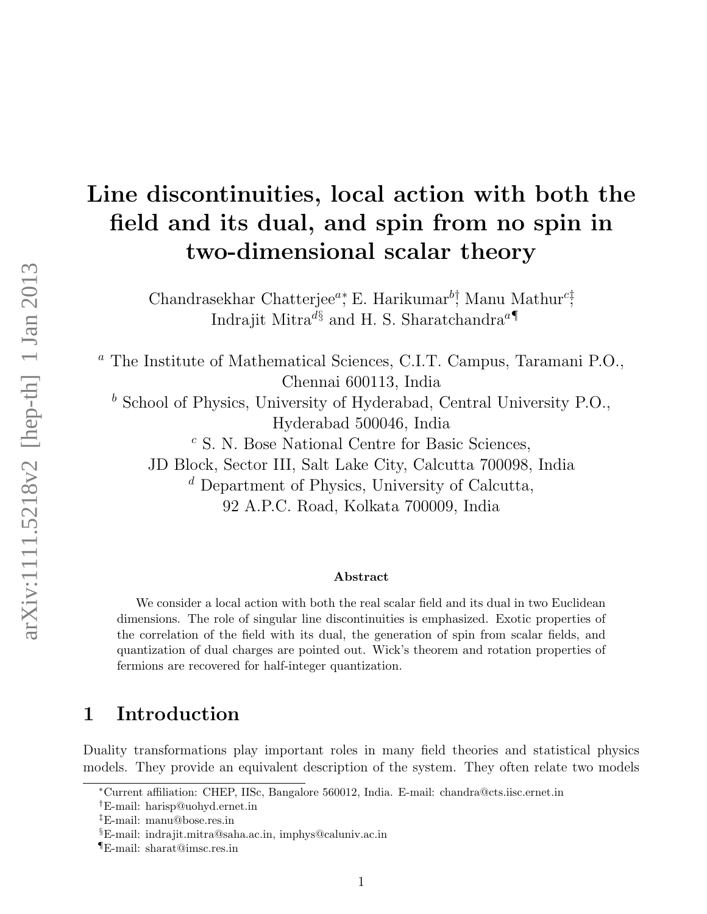# Line discontinuities, local action with both the field and its dual, and spin from no spin in two-dimensional scalar theory

Chandrasekhar Chatterjee[a*], E. Harikumar[b†], Manu Mathur[c‡], Indrajit Mitra[d§] and H. S. Sharatchandra[a¶]

[a] The Institute of Mathematical Sciences, C.I.T. Campus, Taramani P.O., Chennai 600113, India

[b] School of Physics, University of Hyderabad, Central University P.O., Hyderabad 500046, India

[c] S. N. Bose National Centre for Basic Sciences, JD Block, Sector III, Salt Lake City, Calcutta 700098, India

[d] Department of Physics, University of Calcutta, 92 A.P.C. Road, Kolkata 700009, India

### Abstract

We consider a local action with both the real scalar field and its dual in two Euclidean dimensions. The role of singular line discontinuities is emphasized. Exotic properties of the correlation of the field with its dual, the generation of spin from scalar fields, and quantization of dual charges are pointed out. Wick's theorem and rotation properties of fermions are recovered for half-integer quantization.

## 1 Introduction

Duality transformations play important roles in many field theories and statistical physics models. They provide an equivalent description of the system. They often relate two models

[*] Current affiliation: CHEP, IISc, Bangalore 560012, India. E-mail: chandra@cts.iisc.ernet.in

[†] E-mail: harisp@uohyd.ernet.in

[‡] E-mail: manu@bose.res.in

[§] E-mail: indrajit.mitra@saha.ac.in, imphys@caluniv.ac.in

[¶] E-mail: sharat@imsc.res.in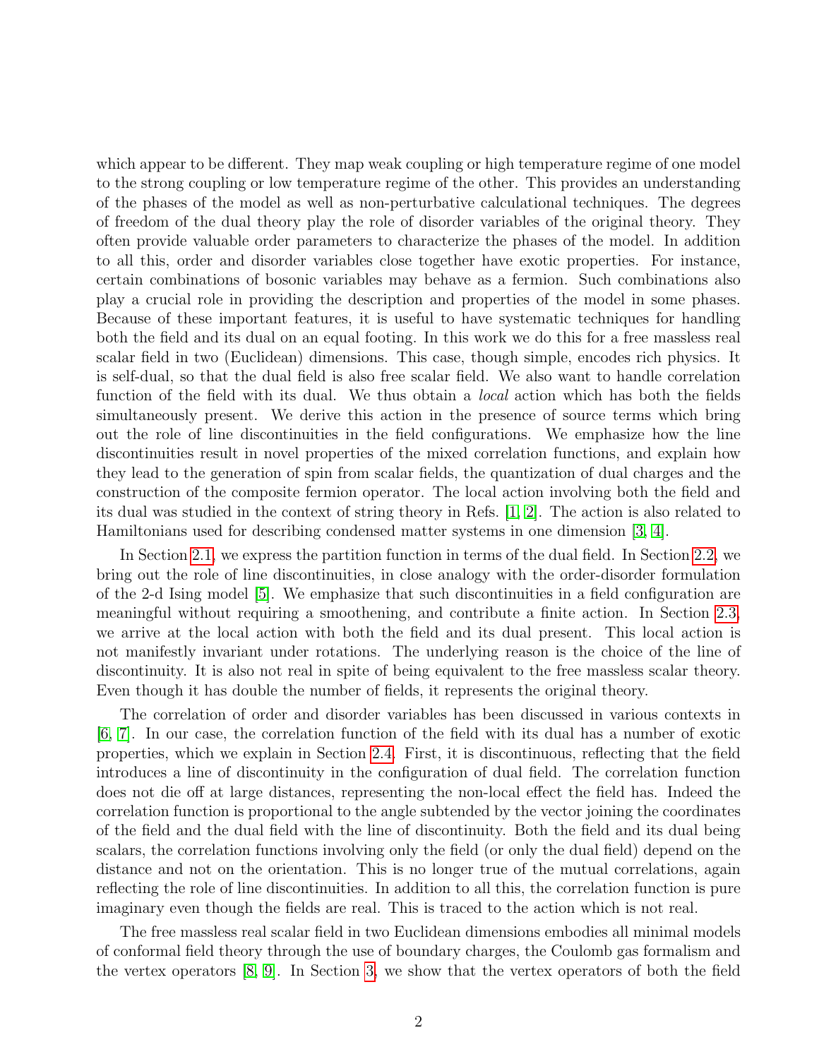which appear to be different. They map weak coupling or high temperature regime of one model to the strong coupling or low temperature regime of the other. This provides an understanding of the phases of the model as well as non-perturbative calculational techniques. The degrees of freedom of the dual theory play the role of disorder variables of the original theory. They often provide valuable order parameters to characterize the phases of the model. In addition to all this, order and disorder variables close together have exotic properties. For instance, certain combinations of bosonic variables may behave as a fermion. Such combinations also play a crucial role in providing the description and properties of the model in some phases. Because of these important features, it is useful to have systematic techniques for handling both the field and its dual on an equal footing. In this work we do this for a free massless real scalar field in two (Euclidean) dimensions. This case, though simple, encodes rich physics. It is self-dual, so that the dual field is also free scalar field. We also want to handle correlation function of the field with its dual. We thus obtain a *local* action which has both the fields simultaneously present. We derive this action in the presence of source terms which bring out the role of line discontinuities in the field configurations. We emphasize how the line discontinuities result in novel properties of the mixed correlation functions, and explain how they lead to the generation of spin from scalar fields, the quantization of dual charges and the construction of the composite fermion operator. The local action involving both the field and its dual was studied in the context of string theory in Refs. [1, 2]. The action is also related to Hamiltonians used for describing condensed matter systems in one dimension [3, 4].

In Section 2.1, we express the partition function in terms of the dual field. In Section 2.2, we bring out the role of line discontinuities, in close analogy with the order-disorder formulation of the 2-d Ising model [5]. We emphasize that such discontinuities in a field configuration are meaningful without requiring a smoothening, and contribute a finite action. In Section 2.3, we arrive at the local action with both the field and its dual present. This local action is not manifestly invariant under rotations. The underlying reason is the choice of the line of discontinuity. It is also not real in spite of being equivalent to the free massless scalar theory. Even though it has double the number of fields, it represents the original theory.

The correlation of order and disorder variables has been discussed in various contexts in [6, 7]. In our case, the correlation function of the field with its dual has a number of exotic properties, which we explain in Section 2.4. First, it is discontinuous, reflecting that the field introduces a line of discontinuity in the configuration of dual field. The correlation function does not die off at large distances, representing the non-local effect the field has. Indeed the correlation function is proportional to the angle subtended by the vector joining the coordinates of the field and the dual field with the line of discontinuity. Both the field and its dual being scalars, the correlation functions involving only the field (or only the dual field) depend on the distance and not on the orientation. This is no longer true of the mutual correlations, again reflecting the role of line discontinuities. In addition to all this, the correlation function is pure imaginary even though the fields are real. This is traced to the action which is not real.

The free massless real scalar field in two Euclidean dimensions embodies all minimal models of conformal field theory through the use of boundary charges, the Coulomb gas formalism and the vertex operators [8, 9]. In Section 3, we show that the vertex operators of both the field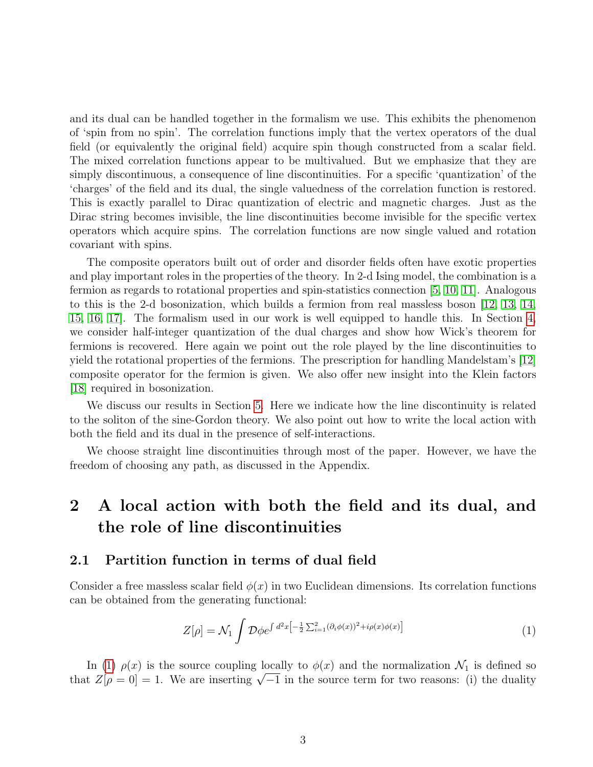and its dual can be handled together in the formalism we use. This exhibits the phenomenon of 'spin from no spin'. The correlation functions imply that the vertex operators of the dual field (or equivalently the original field) acquire spin though constructed from a scalar field. The mixed correlation functions appear to be multivalued. But we emphasize that they are simply discontinuous, a consequence of line discontinuities. For a specific 'quantization' of the 'charges' of the field and its dual, the single valuedness of the correlation function is restored. This is exactly parallel to Dirac quantization of electric and magnetic charges. Just as the Dirac string becomes invisible, the line discontinuities become invisible for the specific vertex operators which acquire spins. The correlation functions are now single valued and rotation covariant with spins.

The composite operators built out of order and disorder fields often have exotic properties and play important roles in the properties of the theory. In 2-d Ising model, the combination is a fermion as regards to rotational properties and spin-statistics connection [5, 10, 11]. Analogous to this is the 2-d bosonization, which builds a fermion from real massless boson [12, 13, 14, 15, 16, 17]. The formalism used in our work is well equipped to handle this. In Section 4, we consider half-integer quantization of the dual charges and show how Wick's theorem for fermions is recovered. Here again we point out the role played by the line discontinuities to yield the rotational properties of the fermions. The prescription for handling Mandelstam's [12] composite operator for the fermion is given. We also offer new insight into the Klein factors [18] required in bosonization.

We discuss our results in Section 5. Here we indicate how the line discontinuity is related to the soliton of the sine-Gordon theory. We also point out how to write the local action with both the field and its dual in the presence of self-interactions.

We choose straight line discontinuities through most of the paper. However, we have the freedom of choosing any path, as discussed in the Appendix.

# 2 A local action with both the field and its dual, and the role of line discontinuities

## 2.1 Partition function in terms of dual field

Consider a free massless scalar field $\phi(x)$ in two Euclidean dimensions. Its correlation functions can be obtained from the generating functional:

$$Z[\rho] = \mathcal{N}_1 \int \mathcal{D}\phi e^{\int d^2x \left[-\frac{1}{2}\sum_{i=1}^{2}(\partial_i\phi(x))^2 + i\rho(x)\phi(x)\right]} \tag{1}$$

In (1) $\rho(x)$ is the source coupling locally to $\phi(x)$ and the normalization $\mathcal{N}_1$ is defined so that $Z[\rho = 0] = 1$. We are inserting $\sqrt{-1}$ in the source term for two reasons: (i) the duality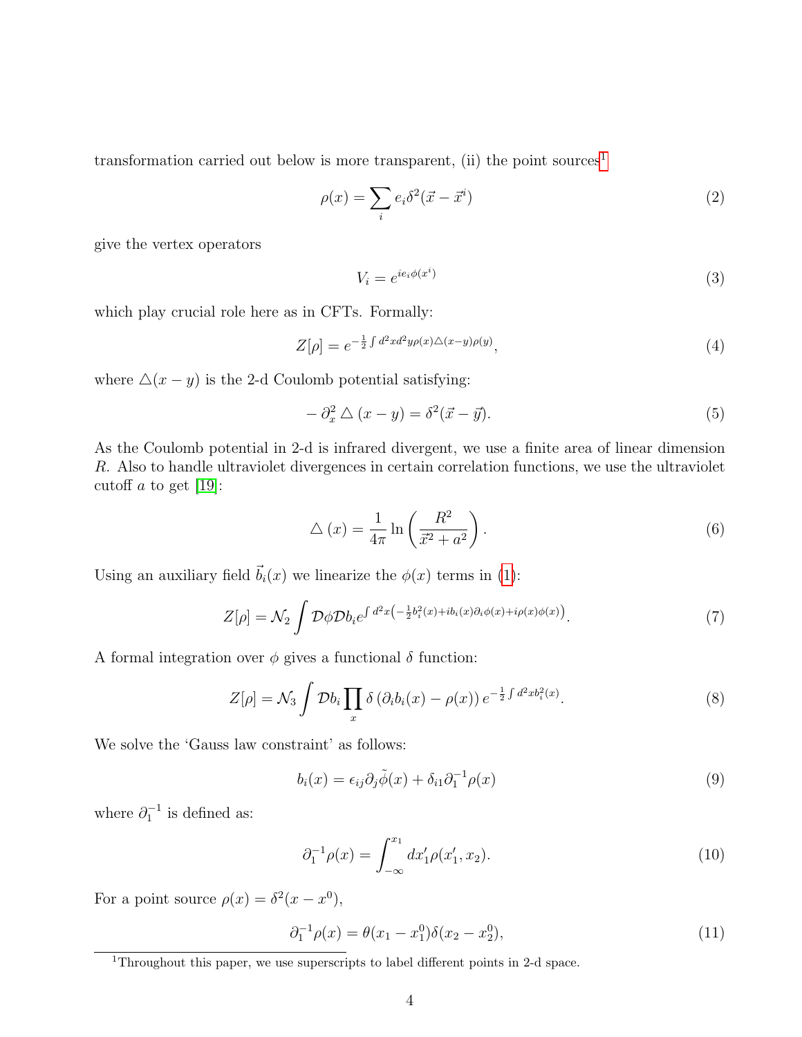transformation carried out below is more transparent, (ii) the point sources[1]

$$\rho(x) = \sum_i e_i \delta^2(\vec{x} - \vec{x}^i) \tag{2}$$

give the vertex operators

$$V_i = e^{ie_i\phi(x^i)} \tag{3}$$

which play crucial role here as in CFTs. Formally:

$$Z[\rho] = e^{-\frac{1}{2}\int d^2x d^2y \rho(x) \triangle(x-y)\rho(y)}, \tag{4}$$

where $\triangle(x-y)$ is the 2-d Coulomb potential satisfying:

$$-\partial_x^2 \triangle(x-y) = \delta^2(\vec{x} - \vec{y}). \tag{5}$$

As the Coulomb potential in 2-d is infrared divergent, we use a finite area of linear dimension $R$. Also to handle ultraviolet divergences in certain correlation functions, we use the ultraviolet cutoff $a$ to get [19]:

$$\triangle(x) = \frac{1}{4\pi} \ln\left(\frac{R^2}{\vec{x}^2 + a^2}\right). \tag{6}$$

Using an auxiliary field $\vec{b}_i(x)$ we linearize the $\phi(x)$ terms in (1):

$$Z[\rho] = \mathcal{N}_2 \int \mathcal{D}\phi \mathcal{D}b_i e^{\int d^2x\left(-\frac{1}{2}b_i^2(x) + ib_i(x)\partial_i\phi(x) + i\rho(x)\phi(x)\right)}. \tag{7}$$

A formal integration over $\phi$ gives a functional $\delta$ function:

$$Z[\rho] = \mathcal{N}_3 \int \mathcal{D}b_i \prod_x \delta\left(\partial_i b_i(x) - \rho(x)\right) e^{-\frac{1}{2}\int d^2x b_i^2(x)}. \tag{8}$$

We solve the 'Gauss law constraint' as follows:

$$b_i(x) = \epsilon_{ij}\partial_j\tilde{\phi}(x) + \delta_{i1}\partial_1^{-1}\rho(x) \tag{9}$$

where $\partial_1^{-1}$ is defined as:

$$\partial_1^{-1}\rho(x) = \int_{-\infty}^{x_1} dx_1' \rho(x_1', x_2). \tag{10}$$

For a point source $\rho(x) = \delta^2(x - x^0)$,

$$\partial_1^{-1}\rho(x) = \theta(x_1 - x_1^0)\delta(x_2 - x_2^0), \tag{11}$$

[1] Throughout this paper, we use superscripts to label different points in 2-d space.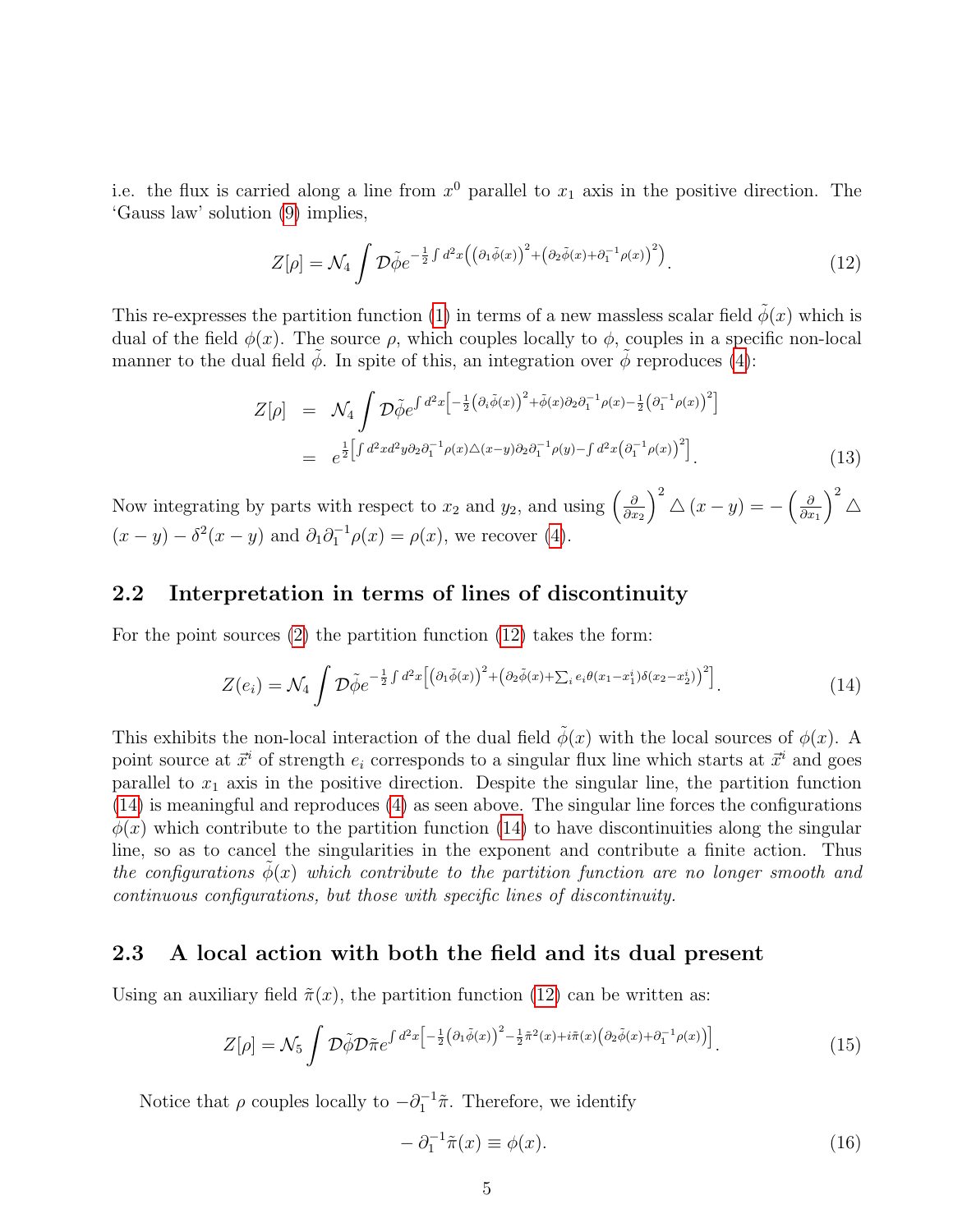i.e. the flux is carried along a line from $x^0$ parallel to $x_1$ axis in the positive direction. The 'Gauss law' solution (9) implies,

$$Z[\rho] = \mathcal{N}_4 \int \mathcal{D}\tilde{\phi} e^{-\frac{1}{2}\int d^2x \left( \left(\partial_1 \tilde{\phi}(x)\right)^2 + \left(\partial_2 \tilde{\phi}(x) + \partial_1^{-1}\rho(x)\right)^2 \right)}. \tag{12}$$

This re-expresses the partition function (1) in terms of a new massless scalar field $\tilde{\phi}(x)$ which is dual of the field $\phi(x)$. The source $\rho$, which couples locally to $\phi$, couples in a specific non-local manner to the dual field $\tilde{\phi}$. In spite of this, an integration over $\tilde{\phi}$ reproduces (4):

$$\begin{aligned} Z[\rho] &= \mathcal{N}_4 \int \mathcal{D}\tilde{\phi} e^{\int d^2x \left[ -\frac{1}{2}\left(\partial_i \tilde{\phi}(x)\right)^2 + \tilde{\phi}(x)\partial_2 \partial_1^{-1}\rho(x) - \frac{1}{2}\left(\partial_1^{-1}\rho(x)\right)^2 \right]} \\ &= e^{\frac{1}{2}\left[ \int d^2x d^2y \partial_2 \partial_1^{-1}\rho(x) \triangle(x-y) \partial_2 \partial_1^{-1}\rho(y) - \int d^2x \left(\partial_1^{-1}\rho(x)\right)^2 \right]}. \end{aligned} \tag{13}$$

Now integrating by parts with respect to $x_2$ and $y_2$, and using $\left(\frac{\partial}{\partial x_2}\right)^2 \triangle(x-y) = -\left(\frac{\partial}{\partial x_1}\right)^2 \triangle(x-y) - \delta^2(x-y)$ and $\partial_1 \partial_1^{-1}\rho(x) = \rho(x)$, we recover (4).

## 2.2 Interpretation in terms of lines of discontinuity

For the point sources (2) the partition function (12) takes the form:

$$Z(e_i) = \mathcal{N}_4 \int \mathcal{D}\tilde{\phi} e^{-\frac{1}{2}\int d^2x \left[ \left(\partial_1 \tilde{\phi}(x)\right)^2 + \left(\partial_2 \tilde{\phi}(x) + \sum_i e_i \theta(x_1 - x_1^i)\delta(x_2 - x_2^i)\right)^2 \right]}. \tag{14}$$

This exhibits the non-local interaction of the dual field $\tilde{\phi}(x)$ with the local sources of $\phi(x)$. A point source at $\vec{x}^i$ of strength $e_i$ corresponds to a singular flux line which starts at $\vec{x}^i$ and goes parallel to $x_1$ axis in the positive direction. Despite the singular line, the partition function (14) is meaningful and reproduces (4) as seen above. The singular line forces the configurations $\tilde{\phi}(x)$ which contribute to the partition function (14) to have discontinuities along the singular line, so as to cancel the singularities in the exponent and contribute a finite action. Thus *the configurations $\tilde{\phi}(x)$ which contribute to the partition function are no longer smooth and continuous configurations, but those with specific lines of discontinuity.*

## 2.3 A local action with both the field and its dual present

Using an auxiliary field $\tilde{\pi}(x)$, the partition function (12) can be written as:

$$Z[\rho] = \mathcal{N}_5 \int \mathcal{D}\tilde{\phi}\mathcal{D}\tilde{\pi} e^{\int d^2x \left[ -\frac{1}{2}\left(\partial_1 \tilde{\phi}(x)\right)^2 - \frac{1}{2}\tilde{\pi}^2(x) + i\tilde{\pi}(x)\left(\partial_2 \tilde{\phi}(x) + \partial_1^{-1}\rho(x)\right) \right]}. \tag{15}$$

Notice that $\rho$ couples locally to $-\partial_1^{-1}\tilde{\pi}$. Therefore, we identify

$$-\partial_1^{-1}\tilde{\pi}(x) \equiv \phi(x). \tag{16}$$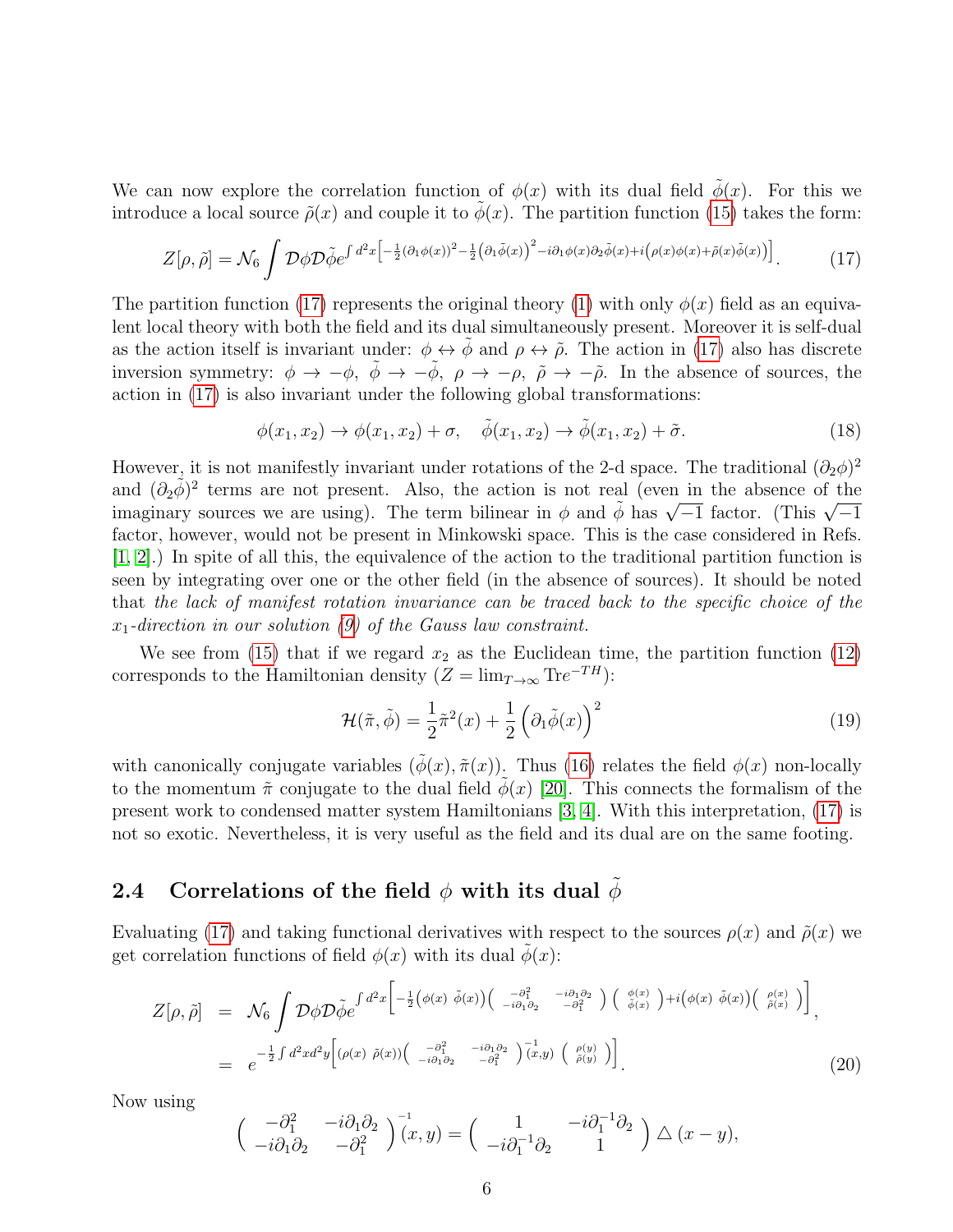We can now explore the correlation function of $\phi(x)$ with its dual field $\tilde{\phi}(x)$. For this we introduce a local source $\tilde{\rho}(x)$ and couple it to $\tilde{\phi}(x)$. The partition function (15) takes the form:

$$Z[\rho,\tilde{\rho}] = \mathcal{N}_6 \int \mathcal{D}\phi\mathcal{D}\tilde{\phi}e^{\int d^2x\left[-\frac{1}{2}(\partial_1\phi(x))^2 - \frac{1}{2}\left(\partial_1\tilde{\phi}(x)\right)^2 - i\partial_1\phi(x)\partial_2\tilde{\phi}(x) + i\left(\rho(x)\phi(x)+\tilde{\rho}(x)\tilde{\phi}(x)\right)\right]}. \tag{17}$$

The partition function (17) represents the original theory (1) with only $\phi(x)$ field as an equivalent local theory with both the field and its dual simultaneously present. Moreover it is self-dual as the action itself is invariant under: $\phi \leftrightarrow \tilde{\phi}$ and $\rho \leftrightarrow \tilde{\rho}$. The action in (17) also has discrete inversion symmetry: $\phi \to -\phi$, $\tilde{\phi} \to -\tilde{\phi}$, $\rho \to -\rho$, $\tilde{\rho} \to -\tilde{\rho}$. In the absence of sources, the action in (17) is also invariant under the following global transformations:

$$\phi(x_1,x_2) \to \phi(x_1,x_2) + \sigma, \quad \tilde{\phi}(x_1,x_2) \to \tilde{\phi}(x_1,x_2) + \tilde{\sigma}. \tag{18}$$

However, it is not manifestly invariant under rotations of the 2-d space. The traditional $(\partial_2\phi)^2$ and $(\partial_2\tilde{\phi})^2$ terms are not present. Also, the action is not real (even in the absence of the imaginary sources we are using). The term bilinear in $\phi$ and $\tilde{\phi}$ has $\sqrt{-1}$ factor. (This $\sqrt{-1}$ factor, however, would not be present in Minkowski space. This is the case considered in Refs. [1, 2].) In spite of all this, the equivalence of the action to the traditional partition function is seen by integrating over one or the other field (in the absence of sources). It should be noted that *the lack of manifest rotation invariance can be traced back to the specific choice of the $x_1$-direction in our solution (9) of the Gauss law constraint.*

We see from (15) that if we regard $x_2$ as the Euclidean time, the partition function (12) corresponds to the Hamiltonian density ($Z = \lim_{T\to\infty} \mathrm{Tr}e^{-TH}$):

$$\mathcal{H}(\tilde{\pi},\tilde{\phi}) = \frac{1}{2}\tilde{\pi}^2(x) + \frac{1}{2}\left(\partial_1\tilde{\phi}(x)\right)^2 \tag{19}$$

with canonically conjugate variables $(\tilde{\phi}(x),\tilde{\pi}(x))$. Thus (16) relates the field $\phi(x)$ non-locally to the momentum $\tilde{\pi}$ conjugate to the dual field $\tilde{\phi}(x)$ [20]. This connects the formalism of the present work to condensed matter system Hamiltonians [3, 4]. With this interpretation, (17) is not so exotic. Nevertheless, it is very useful as the field and its dual are on the same footing.

## 2.4 Correlations of the field $\phi$ with its dual $\tilde{\phi}$

Evaluating (17) and taking functional derivatives with respect to the sources $\rho(x)$ and $\tilde{\rho}(x)$ we get correlation functions of field $\phi(x)$ with its dual $\tilde{\phi}(x)$:

$$\begin{aligned} Z[\rho,\tilde{\rho}] &= \mathcal{N}_6 \int \mathcal{D}\phi\mathcal{D}\tilde{\phi}e^{\int d^2x\left[-\frac{1}{2}\left(\phi(x)\ \tilde{\phi}(x)\right)\begin{pmatrix} -\partial_1^2 & -i\partial_1\partial_2 \\ -i\partial_1\partial_2 & -\partial_1^2\end{pmatrix}\begin{pmatrix}\phi(x)\\ \tilde{\phi}(x)\end{pmatrix} + i\left(\phi(x)\ \tilde{\phi}(x)\right)\begin{pmatrix}\rho(x)\\ \tilde{\rho}(x)\end{pmatrix}\right]}, \\ &= e^{-\frac{1}{2}\int d^2x d^2y\left[\left(\rho(x)\ \tilde{\rho}(x)\right)\begin{pmatrix} -\partial_1^2 & -i\partial_1\partial_2 \\ -i\partial_1\partial_2 & -\partial_1^2\end{pmatrix}^{-1}_{(x,y)}\begin{pmatrix}\rho(y)\\ \tilde{\rho}(y)\end{pmatrix}\right]}. \end{aligned} \tag{20}$$

Now using

$$\begin{pmatrix} -\partial_1^2 & -i\partial_1\partial_2 \\ -i\partial_1\partial_2 & -\partial_1^2\end{pmatrix}^{-1}(x,y) = \begin{pmatrix} 1 & -i\partial_1^{-1}\partial_2 \\ -i\partial_1^{-1}\partial_2 & 1\end{pmatrix}\triangle(x-y),$$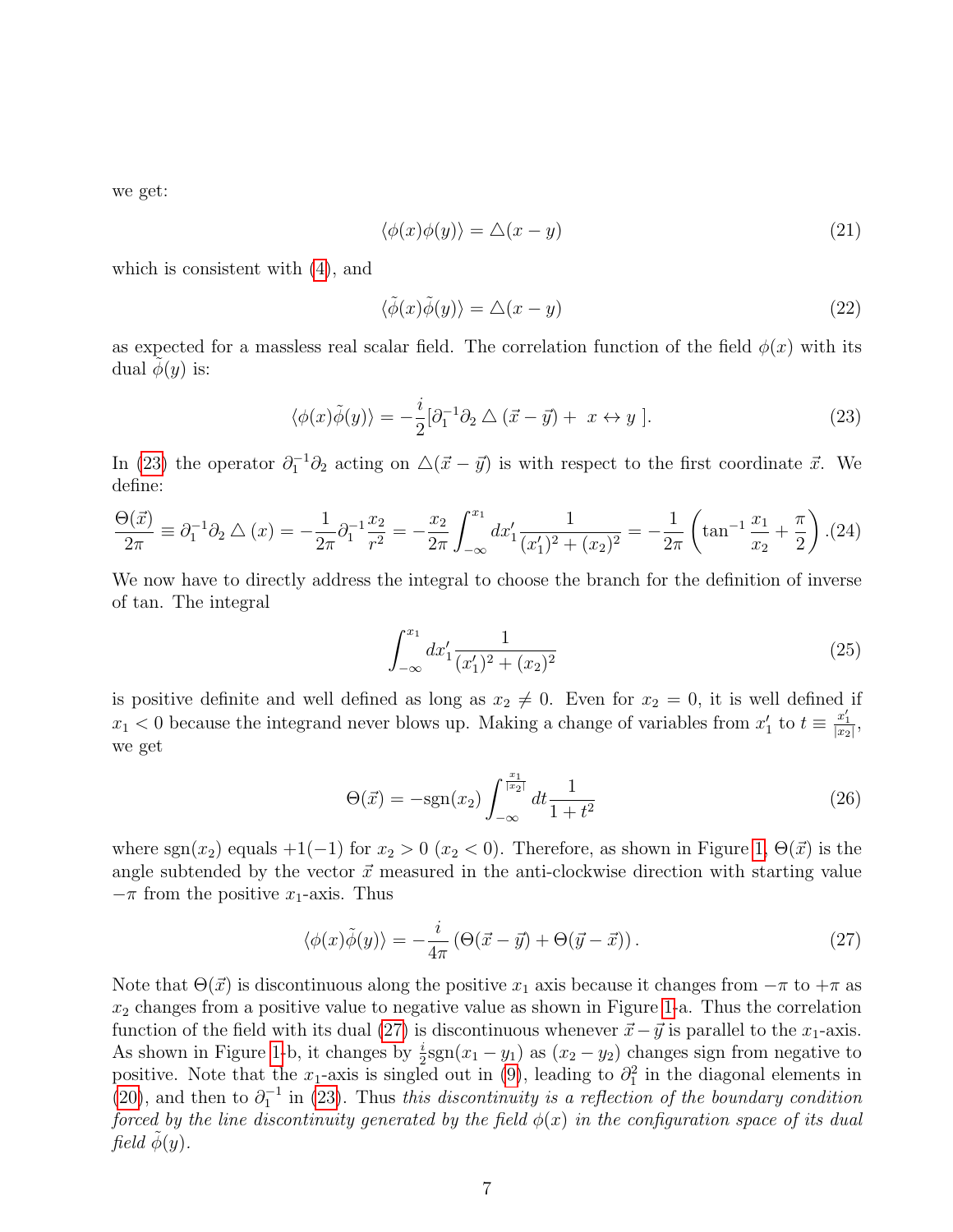we get:

$$\langle \phi(x)\phi(y) \rangle = \triangle(x-y) \tag{21}$$

which is consistent with (4), and

$$\langle \tilde{\phi}(x)\tilde{\phi}(y) \rangle = \triangle(x-y) \tag{22}$$

as expected for a massless real scalar field. The correlation function of the field $\phi(x)$ with its dual $\tilde{\phi}(y)$ is:

$$\langle \phi(x)\tilde{\phi}(y) \rangle = -\frac{i}{2}[\partial_1^{-1}\partial_2 \triangle (\vec{x}-\vec{y}) + \ x \leftrightarrow y\ ]. \tag{23}$$

In (23) the operator $\partial_1^{-1}\partial_2$ acting on $\triangle(\vec{x}-\vec{y})$ is with respect to the first coordinate $\vec{x}$. We define:

$$\frac{\Theta(\vec{x})}{2\pi} \equiv \partial_1^{-1}\partial_2 \triangle (x) = -\frac{1}{2\pi}\partial_1^{-1}\frac{x_2}{r^2} = -\frac{x_2}{2\pi}\int_{-\infty}^{x_1} dx_1' \frac{1}{(x_1')^2+(x_2)^2} = -\frac{1}{2\pi}\left(\tan^{-1}\frac{x_1}{x_2}+\frac{\pi}{2}\right). \tag{24}$$

We now have to directly address the integral to choose the branch for the definition of inverse of tan. The integral

$$\int_{-\infty}^{x_1} dx_1' \frac{1}{(x_1')^2+(x_2)^2} \tag{25}$$

is positive definite and well defined as long as $x_2 \neq 0$. Even for $x_2 = 0$, it is well defined if $x_1 < 0$ because the integrand never blows up. Making a change of variables from $x_1'$ to $t \equiv \frac{x_1'}{|x_2|}$, we get

$$\Theta(\vec{x}) = -\mathrm{sgn}(x_2)\int_{-\infty}^{\frac{x_1}{|x_2|}} dt \frac{1}{1+t^2} \tag{26}$$

where $\mathrm{sgn}(x_2)$ equals $+1(-1)$ for $x_2 > 0$ $(x_2 < 0)$. Therefore, as shown in Figure 1, $\Theta(\vec{x})$ is the angle subtended by the vector $\vec{x}$ measured in the anti-clockwise direction with starting value $-\pi$ from the positive $x_1$-axis. Thus

$$\langle \phi(x)\tilde{\phi}(y) \rangle = -\frac{i}{4\pi}\left(\Theta(\vec{x}-\vec{y}) + \Theta(\vec{y}-\vec{x})\right). \tag{27}$$

Note that $\Theta(\vec{x})$ is discontinuous along the positive $x_1$ axis because it changes from $-\pi$ to $+\pi$ as $x_2$ changes from a positive value to negative value as shown in Figure 1-a. Thus the correlation function of the field with its dual (27) is discontinuous whenever $\vec{x}-\vec{y}$ is parallel to the $x_1$-axis. As shown in Figure 1-b, it changes by $\frac{i}{2}\mathrm{sgn}(x_1-y_1)$ as $(x_2-y_2)$ changes sign from negative to positive. Note that the $x_1$-axis is singled out in (9), leading to $\partial_1^2$ in the diagonal elements in (20), and then to $\partial_1^{-1}$ in (23). Thus *this discontinuity is a reflection of the boundary condition forced by the line discontinuity generated by the field $\phi(x)$ in the configuration space of its dual field $\tilde{\phi}(y)$.*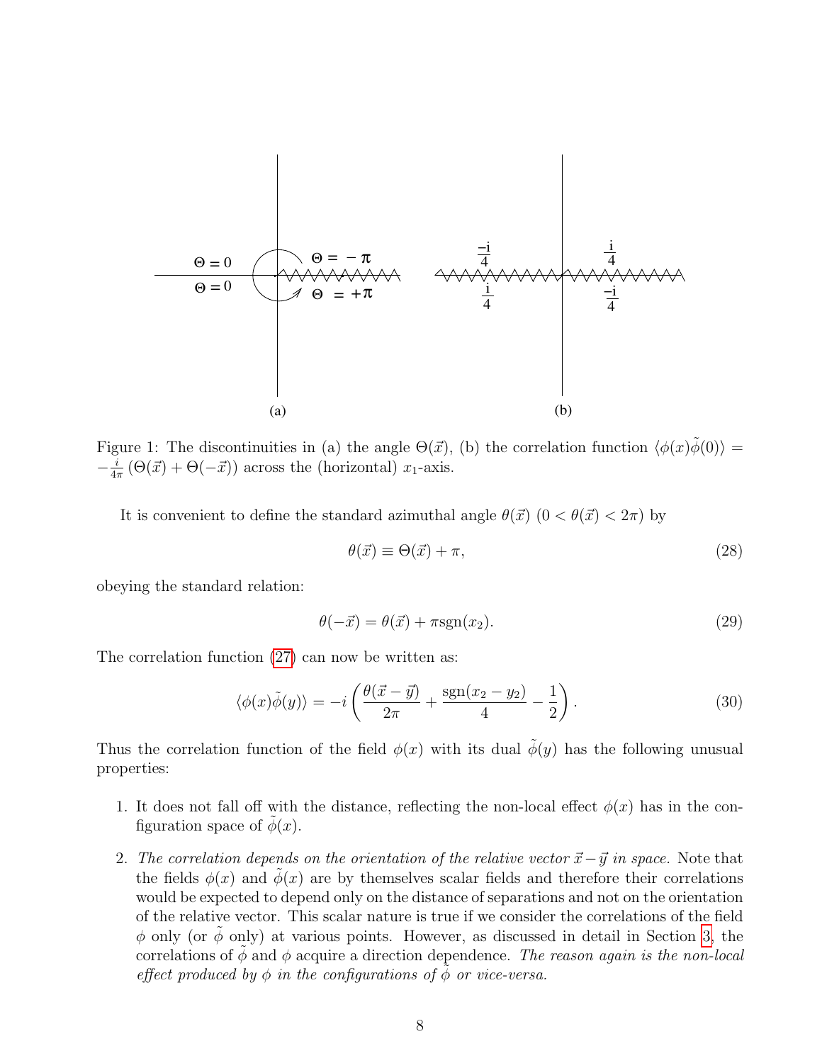Figure 1: The discontinuities in (a) the angle $\Theta(\vec{x})$, (b) the correlation function $\langle \phi(x)\tilde{\phi}(0)\rangle = -\frac{i}{4\pi}\left(\Theta(\vec{x}) + \Theta(-\vec{x})\right)$ across the (horizontal) $x_1$-axis.

It is convenient to define the standard azimuthal angle $\theta(\vec{x})$ $(0 < \theta(\vec{x}) < 2\pi)$ by

$$\theta(\vec{x}) \equiv \Theta(\vec{x}) + \pi, \tag{28}$$

obeying the standard relation:

$$\theta(-\vec{x}) = \theta(\vec{x}) + \pi \mathrm{sgn}(x_2). \tag{29}$$

The correlation function (27) can now be written as:

$$\langle \phi(x)\tilde{\phi}(y)\rangle = -i\left(\frac{\theta(\vec{x}-\vec{y})}{2\pi} + \frac{\mathrm{sgn}(x_2 - y_2)}{4} - \frac{1}{2}\right). \tag{30}$$

Thus the correlation function of the field $\phi(x)$ with its dual $\tilde{\phi}(y)$ has the following unusual properties:

1. It does not fall off with the distance, reflecting the non-local effect $\phi(x)$ has in the configuration space of $\tilde{\phi}(x)$.

2. *The correlation depends on the orientation of the relative vector $\vec{x} - \vec{y}$ in space.* Note that the fields $\phi(x)$ and $\tilde{\phi}(x)$ are by themselves scalar fields and therefore their correlations would be expected to depend only on the distance of separations and not on the orientation of the relative vector. This scalar nature is true if we consider the correlations of the field $\phi$ only (or $\tilde{\phi}$ only) at various points. However, as discussed in detail in Section 3, the correlations of $\tilde{\phi}$ and $\phi$ acquire a direction dependence. *The reason again is the non-local effect produced by $\phi$ in the configurations of $\tilde{\phi}$ or vice-versa.*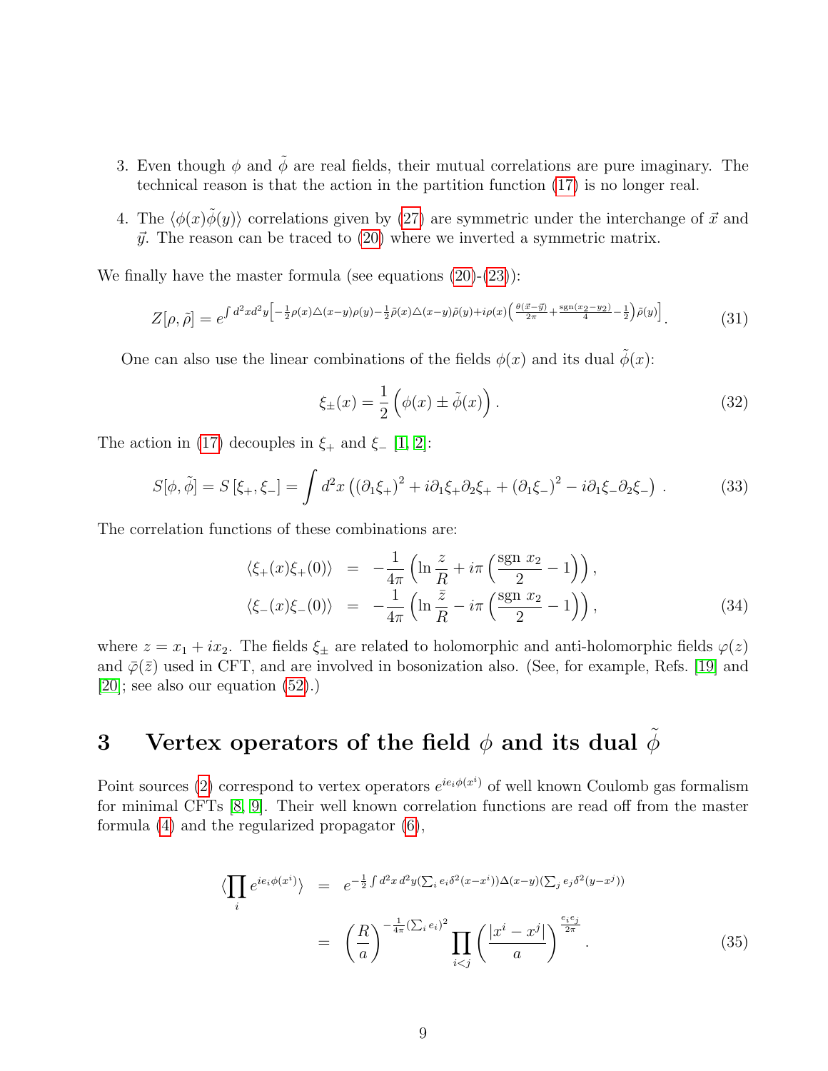3. Even though $\phi$ and $\tilde{\phi}$ are real fields, their mutual correlations are pure imaginary. The technical reason is that the action in the partition function (17) is no longer real.

4. The $\langle\phi(x)\tilde{\phi}(y)\rangle$ correlations given by (27) are symmetric under the interchange of $\vec{x}$ and $\vec{y}$. The reason can be traced to (20) where we inverted a symmetric matrix.

We finally have the master formula (see equations (20)-(23)):

$$Z[\rho,\tilde{\rho}] = e^{\int d^2x d^2y \left[-\frac{1}{2}\rho(x)\triangle(x-y)\rho(y)-\frac{1}{2}\tilde{\rho}(x)\triangle(x-y)\tilde{\rho}(y)+i\rho(x)\left(\frac{\theta(\vec{x}-\vec{y})}{2\pi}+\frac{\mathrm{sgn}(x_2-y_2)}{4}-\frac{1}{2}\right)\tilde{\rho}(y)\right]}. \tag{31}$$

One can also use the linear combinations of the fields $\phi(x)$ and its dual $\tilde{\phi}(x)$:

$$\xi_{\pm}(x) = \frac{1}{2}\left(\phi(x) \pm \tilde{\phi}(x)\right). \tag{32}$$

The action in (17) decouples in $\xi_+$ and $\xi_-$ [1, 2]:

$$S[\phi,\tilde{\phi}] = S\left[\xi_+,\xi_-\right] = \int d^2x \left((\partial_1\xi_+)^2 + i\partial_1\xi_+\partial_2\xi_+ + (\partial_1\xi_-)^2 - i\partial_1\xi_-\partial_2\xi_-\right). \tag{33}$$

The correlation functions of these combinations are:

$$\begin{aligned}
\langle\xi_+(x)\xi_+(0)\rangle &= -\frac{1}{4\pi}\left(\ln\frac{z}{R} + i\pi\left(\frac{\mathrm{sgn}\ x_2}{2}-1\right)\right), \\
\langle\xi_-(x)\xi_-(0)\rangle &= -\frac{1}{4\pi}\left(\ln\frac{\bar{z}}{R} - i\pi\left(\frac{\mathrm{sgn}\ x_2}{2}-1\right)\right),
\end{aligned} \tag{34}$$

where $z = x_1 + ix_2$. The fields $\xi_\pm$ are related to holomorphic and anti-holomorphic fields $\varphi(z)$ and $\bar{\varphi}(\bar{z})$ used in CFT, and are involved in bosonization also. (See, for example, Refs. [19] and [20]; see also our equation (52).)

# 3 Vertex operators of the field $\phi$ and its dual $\tilde{\phi}$

Point sources (2) correspond to vertex operators $e^{ie_i\phi(x^i)}$ of well known Coulomb gas formalism for minimal CFTs [8, 9]. Their well known correlation functions are read off from the master formula (4) and the regularized propagator (6),

$$\begin{aligned}
\langle\prod_i e^{ie_i\phi(x^i)}\rangle &= e^{-\frac{1}{2}\int d^2x\, d^2y (\sum_i e_i\delta^2(x-x^i))\Delta(x-y)(\sum_j e_j\delta^2(y-x^j))} \\
&= \left(\frac{R}{a}\right)^{-\frac{1}{4\pi}(\sum_i e_i)^2}\prod_{i<j}\left(\frac{|x^i-x^j|}{a}\right)^{\frac{e_ie_j}{2\pi}}.
\end{aligned} \tag{35}$$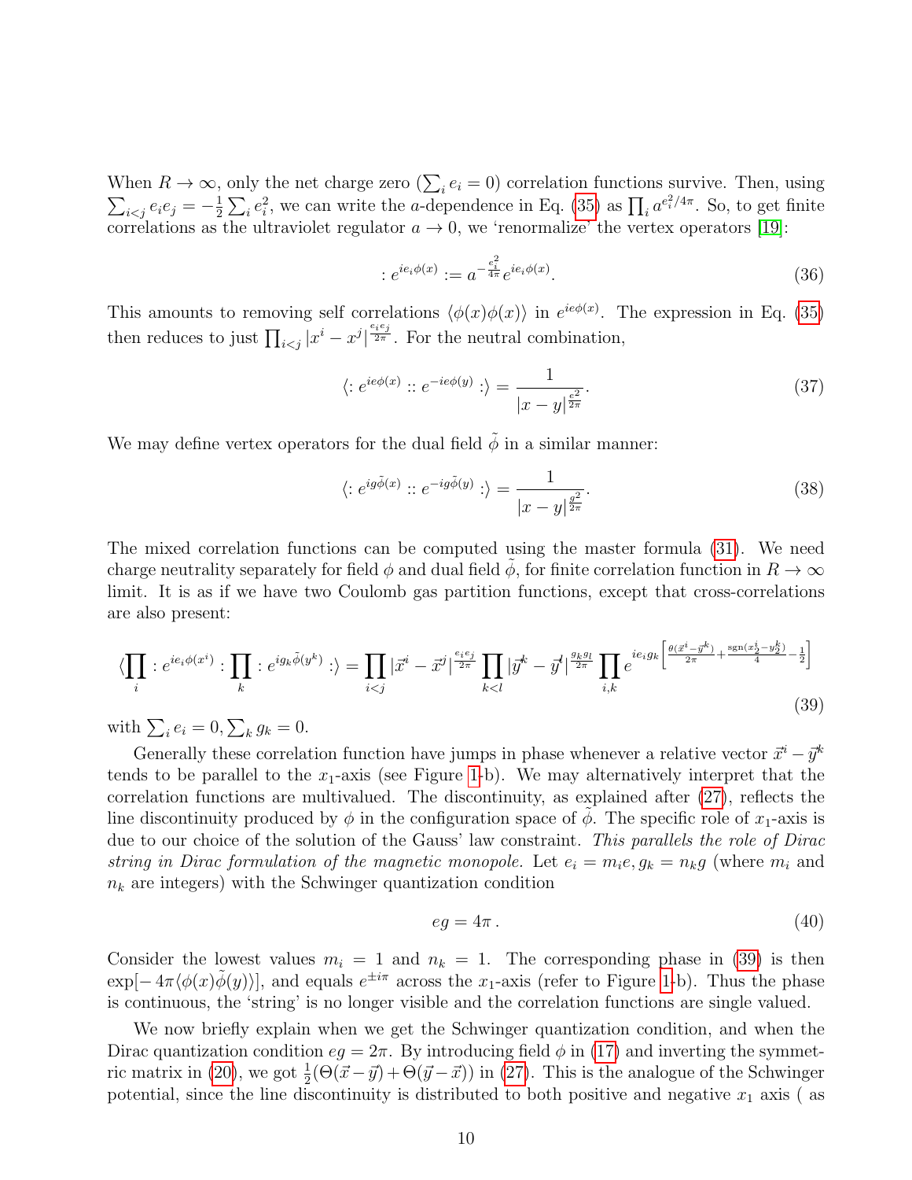When $R \to \infty$, only the net charge zero ($\sum_i e_i = 0$) correlation functions survive. Then, using $\sum_{i<j} e_i e_j = -\frac{1}{2}\sum_i e_i^2$, we can write the $a$-dependence in Eq. (35) as $\prod_i a^{e_i^2/4\pi}$. So, to get finite correlations as the ultraviolet regulator $a \to 0$, we 'renormalize' the vertex operators [19]:

$$: e^{ie_i\phi(x)} := a^{-\frac{e_i^2}{4\pi}} e^{ie_i\phi(x)}. \tag{36}$$

This amounts to removing self correlations $\langle\phi(x)\phi(x)\rangle$ in $e^{ie\phi(x)}$. The expression in Eq. (35) then reduces to just $\prod_{i<j}|x^i - x^j|^{\frac{e_ie_j}{2\pi}}$. For the neutral combination,

$$\langle : e^{ie\phi(x)} :: e^{-ie\phi(y)} : \rangle = \frac{1}{|x-y|^{\frac{e^2}{2\pi}}}. \tag{37}$$

We may define vertex operators for the dual field $\tilde{\phi}$ in a similar manner:

$$\langle : e^{ig\tilde{\phi}(x)} :: e^{-ig\tilde{\phi}(y)} : \rangle = \frac{1}{|x-y|^{\frac{g^2}{2\pi}}}. \tag{38}$$

The mixed correlation functions can be computed using the master formula (31). We need charge neutrality separately for field $\phi$ and dual field $\tilde{\phi}$, for finite correlation function in $R \to \infty$ limit. It is as if we have two Coulomb gas partition functions, except that cross-correlations are also present:

$$\langle \prod_i : e^{ie_i\phi(x^i)} : \prod_k : e^{ig_k\tilde{\phi}(y^k)} : \rangle = \prod_{i<j} |\vec{x}^i - \vec{x}^j|^{\frac{e_ie_j}{2\pi}} \prod_{k<l} |\vec{y}^k - \vec{y}^l|^{\frac{g_kg_l}{2\pi}} \prod_{i,k} e^{ie_ig_k\left[\frac{\theta(\vec{x}^i - \vec{y}^k)}{2\pi} + \frac{\mathrm{sgn}(x_2^i - y_2^k)}{4} - \frac{1}{2}\right]} \tag{39}$$

with $\sum_i e_i = 0, \sum_k g_k = 0$.

Generally these correlation function have jumps in phase whenever a relative vector $\vec{x}^i - \vec{y}^k$ tends to be parallel to the $x_1$-axis (see Figure 1-b). We may alternatively interpret that the correlation functions are multivalued. The discontinuity, as explained after (27), reflects the line discontinuity produced by $\phi$ in the configuration space of $\tilde{\phi}$. The specific role of $x_1$-axis is due to our choice of the solution of the Gauss' law constraint. *This parallels the role of Dirac string in Dirac formulation of the magnetic monopole.* Let $e_i = m_ie, g_k = n_kg$ (where $m_i$ and $n_k$ are integers) with the Schwinger quantization condition

$$eg = 4\pi\,. \tag{40}$$

Consider the lowest values $m_i = 1$ and $n_k = 1$. The corresponding phase in (39) is then $\exp[-4\pi\langle\phi(x)\tilde{\phi}(y)\rangle]$, and equals $e^{\pm i\pi}$ across the $x_1$-axis (refer to Figure 1-b). Thus the phase is continuous, the 'string' is no longer visible and the correlation functions are single valued.

We now briefly explain when we get the Schwinger quantization condition, and when the Dirac quantization condition $eg = 2\pi$. By introducing field $\phi$ in (17) and inverting the symmetric matrix in (20), we got $\frac{1}{2}(\Theta(\vec{x}-\vec{y}) + \Theta(\vec{y}-\vec{x}))$ in (27). This is the analogue of the Schwinger potential, since the line discontinuity is distributed to both positive and negative $x_1$ axis ( as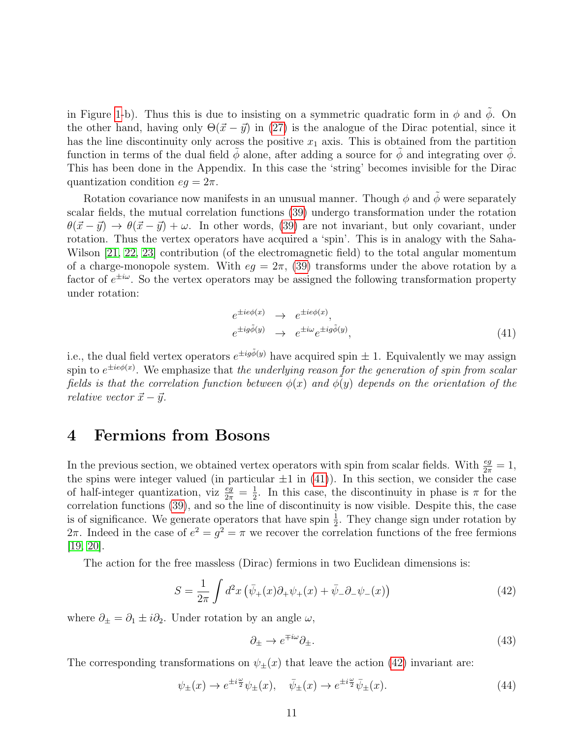in Figure 1-b). Thus this is due to insisting on a symmetric quadratic form in $\phi$ and $\tilde{\phi}$. On the other hand, having only $\Theta(\vec{x}-\vec{y})$ in (27) is the analogue of the Dirac potential, since it has the line discontinuity only across the positive $x_1$ axis. This is obtained from the partition function in terms of the dual field $\tilde{\phi}$ alone, after adding a source for $\tilde{\phi}$ and integrating over $\tilde{\phi}$. This has been done in the Appendix. In this case the 'string' becomes invisible for the Dirac quantization condition $eg = 2\pi$.

Rotation covariance now manifests in an unusual manner. Though $\phi$ and $\tilde{\phi}$ were separately scalar fields, the mutual correlation functions (39) undergo transformation under the rotation $\theta(\vec{x}-\vec{y}) \rightarrow \theta(\vec{x}-\vec{y}) + \omega$. In other words, (39) are not invariant, but only covariant, under rotation. Thus the vertex operators have acquired a 'spin'. This is in analogy with the Saha-Wilson [21, 22, 23] contribution (of the electromagnetic field) to the total angular momentum of a charge-monopole system. With $eg = 2\pi$, (39) transforms under the above rotation by a factor of $e^{\pm i\omega}$. So the vertex operators may be assigned the following transformation property under rotation:

$$
\begin{aligned}
e^{\pm ie\phi(x)} &\rightarrow e^{\pm ie\phi(x)}, \\
e^{\pm ig\tilde{\phi}(y)} &\rightarrow e^{\pm i\omega} e^{\pm ig\tilde{\phi}(y)},
\end{aligned}
\tag{41}
$$

i.e., the dual field vertex operators $e^{\pm ig\tilde{\phi}(y)}$ have acquired spin $\pm 1$. Equivalently we may assign spin to $e^{\pm ie\phi(x)}$. We emphasize that *the underlying reason for the generation of spin from scalar fields is that the correlation function between $\phi(x)$ and $\tilde{\phi}(y)$ depends on the orientation of the relative vector $\vec{x}-\vec{y}$.*

# 4 Fermions from Bosons

In the previous section, we obtained vertex operators with spin from scalar fields. With $\frac{eg}{2\pi} = 1$, the spins were integer valued (in particular $\pm 1$ in (41)). In this section, we consider the case of half-integer quantization, viz $\frac{eg}{2\pi} = \frac{1}{2}$. In this case, the discontinuity in phase is $\pi$ for the correlation functions (39), and so the line of discontinuity is now visible. Despite this, the case is of significance. We generate operators that have spin $\frac{1}{2}$. They change sign under rotation by $2\pi$. Indeed in the case of $e^2 = g^2 = \pi$ we recover the correlation functions of the free fermions [19, 20].

The action for the free massless (Dirac) fermions in two Euclidean dimensions is:

$$
S = \frac{1}{2\pi} \int d^2x \left( \bar{\psi}_+(x)\partial_+\psi_+(x) + \bar{\psi}_-\partial_-\psi_-(x) \right) \tag{42}
$$

where $\partial_\pm = \partial_1 \pm i\partial_2$. Under rotation by an angle $\omega$,

$$
\partial_\pm \rightarrow e^{\mp i\omega}\partial_\pm. \tag{43}
$$

The corresponding transformations on $\psi_\pm(x)$ that leave the action (42) invariant are:

$$
\psi_\pm(x) \rightarrow e^{\pm i\frac{\omega}{2}}\psi_\pm(x), \quad \bar{\psi}_\pm(x) \rightarrow e^{\pm i\frac{\omega}{2}}\bar{\psi}_\pm(x). \tag{44}
$$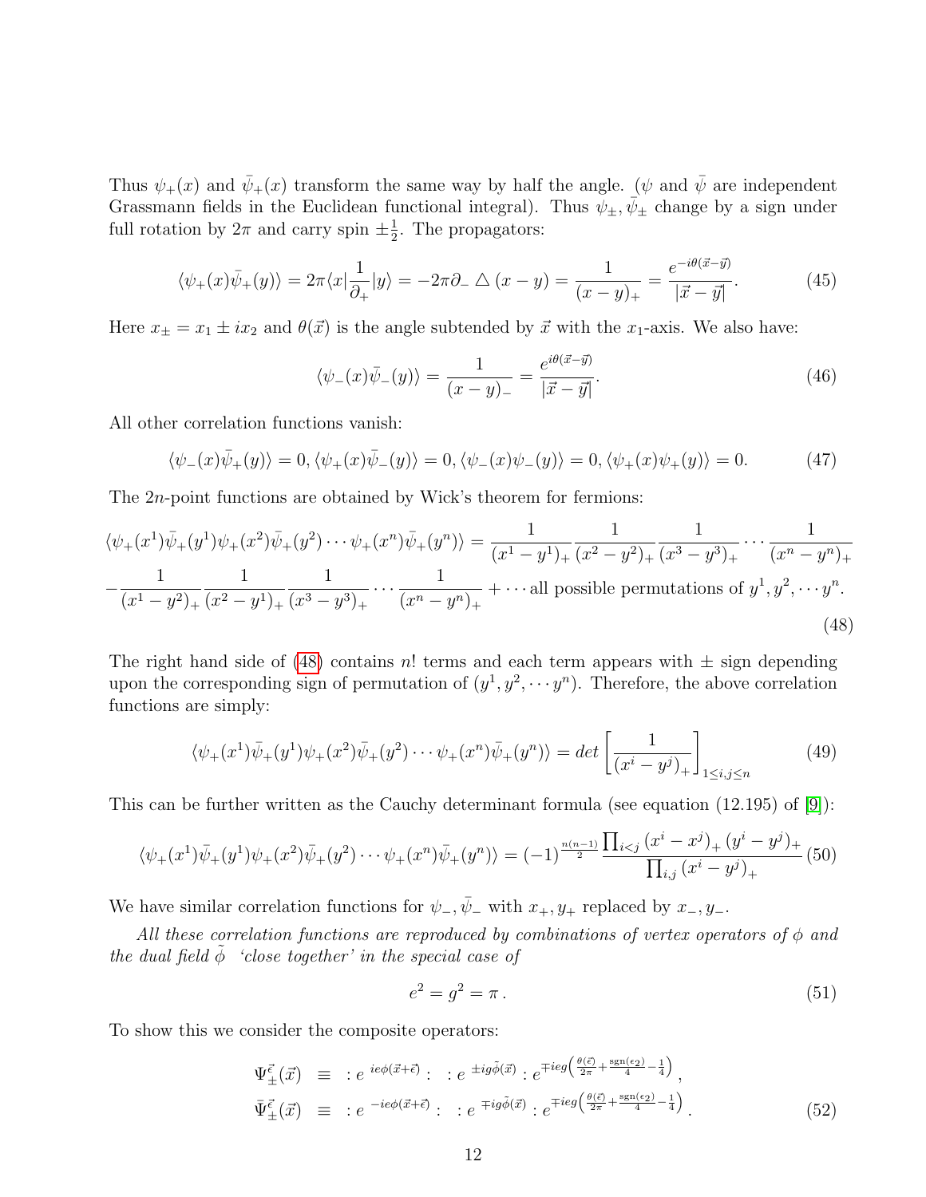Thus $\psi_+(x)$ and $\bar{\psi}_+(x)$ transform the same way by half the angle. ($\psi$ and $\bar{\psi}$ are independent Grassmann fields in the Euclidean functional integral). Thus $\psi_\pm, \bar{\psi}_\pm$ change by a sign under full rotation by $2\pi$ and carry spin $\pm\frac{1}{2}$. The propagators:

$$\langle \psi_+(x)\bar{\psi}_+(y)\rangle = 2\pi\langle x|\frac{1}{\partial_+}|y\rangle = -2\pi\partial_- \triangle (x-y) = \frac{1}{(x-y)_+} = \frac{e^{-i\theta(\vec{x}-\vec{y})}}{|\vec{x}-\vec{y}|}. \tag{45}$$

Here $x_\pm = x_1 \pm ix_2$ and $\theta(\vec{x})$ is the angle subtended by $\vec{x}$ with the $x_1$-axis. We also have:

$$\langle \psi_-(x)\bar{\psi}_-(y)\rangle = \frac{1}{(x-y)_-} = \frac{e^{i\theta(\vec{x}-\vec{y})}}{|\vec{x}-\vec{y}|}. \tag{46}$$

All other correlation functions vanish:

$$\langle \psi_-(x)\bar{\psi}_+(y)\rangle = 0, \langle \psi_+(x)\bar{\psi}_-(y)\rangle = 0, \langle \psi_-(x)\psi_-(y)\rangle = 0, \langle \psi_+(x)\psi_+(y)\rangle = 0. \tag{47}$$

The $2n$-point functions are obtained by Wick's theorem for fermions:

$$\begin{aligned}\langle \psi_+(x^1)\bar{\psi}_+(y^1)\psi_+(x^2)\bar{\psi}_+(y^2)\cdots\psi_+(x^n)\bar{\psi}_+(y^n)\rangle &= \frac{1}{(x^1-y^1)_+}\frac{1}{(x^2-y^2)_+}\frac{1}{(x^3-y^3)_+}\cdots\frac{1}{(x^n-y^n)_+}\\ -\frac{1}{(x^1-y^2)_+}\frac{1}{(x^2-y^1)_+}\frac{1}{(x^3-y^3)_+}\cdots\frac{1}{(x^n-y^n)_+} &+ \cdots \text{all possible permutations of } y^1, y^2, \cdots y^n.\end{aligned} \tag{48}$$

The right hand side of (48) contains $n!$ terms and each term appears with $\pm$ sign depending upon the corresponding sign of permutation of $(y^1, y^2, \cdots y^n)$. Therefore, the above correlation functions are simply:

$$\langle \psi_+(x^1)\bar{\psi}_+(y^1)\psi_+(x^2)\bar{\psi}_+(y^2)\cdots\psi_+(x^n)\bar{\psi}_+(y^n)\rangle = det\left[\frac{1}{(x^i-y^j)_+}\right]_{1\leq i,j\leq n} \tag{49}$$

This can be further written as the Cauchy determinant formula (see equation (12.195) of [9]):

$$\langle \psi_+(x^1)\bar{\psi}_+(y^1)\psi_+(x^2)\bar{\psi}_+(y^2)\cdots\psi_+(x^n)\bar{\psi}_+(y^n)\rangle = (-1)^{\frac{n(n-1)}{2}}\frac{\prod_{i<j}(x^i-x^j)_+(y^i-y^j)_+}{\prod_{i,j}(x^i-y^j)_+} \tag{50}$$

We have similar correlation functions for $\psi_-, \bar{\psi}_-$ with $x_+, y_+$ replaced by $x_-, y_-$.

*All these correlation functions are reproduced by combinations of vertex operators of $\phi$ and the dual field $\tilde{\phi}$ 'close together' in the special case of*

$$e^2 = g^2 = \pi\,. \tag{51}$$

To show this we consider the composite operators:

$$\begin{aligned}\Psi^{\vec{\epsilon}}_\pm(\vec{x}) &\equiv\ :e^{\,ie\phi(\vec{x}+\vec{\epsilon})}:\ :e^{\,\pm ig\tilde{\phi}(\vec{x})}: e^{\mp ieg\left(\frac{\theta(\vec{\epsilon})}{2\pi}+\frac{\text{sgn}(\epsilon_2)}{4}-\frac{1}{4}\right)}\,,\\ \bar{\Psi}^{\vec{\epsilon}}_\pm(\vec{x}) &\equiv\ :e^{\,-ie\phi(\vec{x}+\vec{\epsilon})}:\ :e^{\,\mp ig\tilde{\phi}(\vec{x})}: e^{\mp ieg\left(\frac{\theta(\vec{\epsilon})}{2\pi}+\frac{\text{sgn}(\epsilon_2)}{4}-\frac{1}{4}\right)}\,.\end{aligned} \tag{52}$$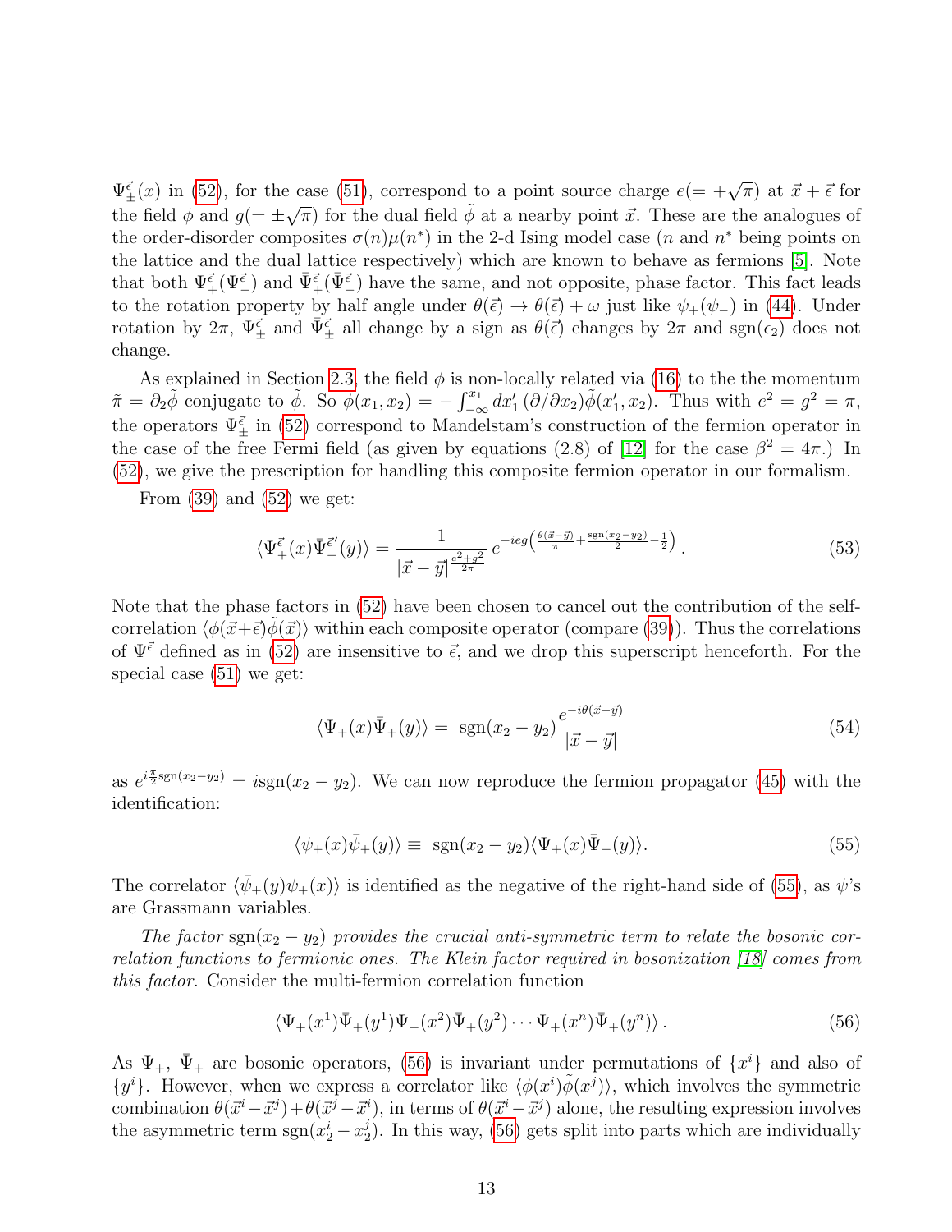$\Psi^{\vec{\epsilon}}_{\pm}(x)$ in (52), for the case (51), correspond to a point source charge $e(=+\sqrt{\pi})$ at $\vec{x}+\vec{\epsilon}$ for the field $\phi$ and $g(=\pm\sqrt{\pi})$ for the dual field $\tilde{\phi}$ at a nearby point $\vec{x}$. These are the analogues of the order-disorder composites $\sigma(n)\mu(n^*)$ in the 2-d Ising model case ($n$ and $n^*$ being points on the lattice and the dual lattice respectively) which are known to behave as fermions [5]. Note that both $\Psi^{\vec{\epsilon}}_{+}(\Psi^{\vec{\epsilon}}_{-})$ and $\bar{\Psi}^{\vec{\epsilon}}_{+}(\bar{\Psi}^{\vec{\epsilon}}_{-})$ have the same, and not opposite, phase factor. This fact leads to the rotation property by half angle under $\theta(\vec{\epsilon}) \to \theta(\vec{\epsilon}) + \omega$ just like $\psi_+(\psi_-)$ in (44). Under rotation by $2\pi$, $\Psi^{\vec{\epsilon}}_{\pm}$ and $\bar{\Psi}^{\vec{\epsilon}}_{\pm}$ all change by a sign as $\theta(\vec{\epsilon})$ changes by $2\pi$ and $\mathrm{sgn}(\epsilon_2)$ does not change.

As explained in Section 2.3, the field $\phi$ is non-locally related via (16) to the the momentum $\tilde{\pi} = \partial_2\tilde{\phi}$ conjugate to $\tilde{\phi}$. So $\phi(x_1, x_2) = -\int_{-\infty}^{x_1} dx_1' \, (\partial/\partial x_2)\tilde{\phi}(x_1', x_2)$. Thus with $e^2 = g^2 = \pi$, the operators $\Psi^{\vec{\epsilon}}_{\pm}$ in (52) correspond to Mandelstam's construction of the fermion operator in the case of the free Fermi field (as given by equations (2.8) of [12] for the case $\beta^2 = 4\pi$.) In (52), we give the prescription for handling this composite fermion operator in our formalism.

From (39) and (52) we get:

$$\langle \Psi^{\vec{\epsilon}}_{+}(x)\bar{\Psi}^{\vec{\epsilon}'}_{+}(y)\rangle = \frac{1}{|\vec{x}-\vec{y}|^{\frac{e^2+g^2}{2\pi}}} \, e^{-ieg\left(\frac{\theta(\vec{x}-\vec{y})}{\pi} + \frac{\mathrm{sgn}(x_2-y_2)}{2} - \frac{1}{2}\right)} \,. \tag{53}$$

Note that the phase factors in (52) have been chosen to cancel out the contribution of the self-correlation $\langle \phi(\vec{x}+\vec{\epsilon})\tilde{\phi}(\vec{x})\rangle$ within each composite operator (compare (39)). Thus the correlations of $\Psi^{\vec{\epsilon}}$ defined as in (52) are insensitive to $\vec{\epsilon}$, and we drop this superscript henceforth. For the special case (51) we get:

$$\langle \Psi_+(x)\bar{\Psi}_+(y)\rangle = \; \mathrm{sgn}(x_2-y_2)\frac{e^{-i\theta(\vec{x}-\vec{y})}}{|\vec{x}-\vec{y}|} \tag{54}$$

as $e^{i\frac{\pi}{2}\mathrm{sgn}(x_2-y_2)} = i\mathrm{sgn}(x_2-y_2)$. We can now reproduce the fermion propagator (45) with the identification:

$$\langle \psi_+(x)\bar{\psi}_+(y)\rangle \equiv \; \mathrm{sgn}(x_2-y_2)\langle \Psi_+(x)\bar{\Psi}_+(y)\rangle. \tag{55}$$

The correlator $\langle \bar{\psi}_+(y)\psi_+(x)\rangle$ is identified as the negative of the right-hand side of (55), as $\psi$'s are Grassmann variables.

*The factor* $\mathrm{sgn}(x_2-y_2)$ *provides the crucial anti-symmetric term to relate the bosonic correlation functions to fermionic ones. The Klein factor required in bosonization [18] comes from this factor.* Consider the multi-fermion correlation function

$$\langle \Psi_+(x^1)\bar{\Psi}_+(y^1)\Psi_+(x^2)\bar{\Psi}_+(y^2)\cdots\Psi_+(x^n)\bar{\Psi}_+(y^n)\rangle \,. \tag{56}$$

As $\Psi_+$, $\bar{\Psi}_+$ are bosonic operators, (56) is invariant under permutations of $\{x^i\}$ and also of $\{y^i\}$. However, when we express a correlator like $\langle \phi(x^i)\tilde{\phi}(x^j)\rangle$, which involves the symmetric combination $\theta(\vec{x}^i-\vec{x}^j)+\theta(\vec{x}^j-\vec{x}^i)$, in terms of $\theta(\vec{x}^i-\vec{x}^j)$ alone, the resulting expression involves the asymmetric term $\mathrm{sgn}(x_2^i - x_2^j)$. In this way, (56) gets split into parts which are individually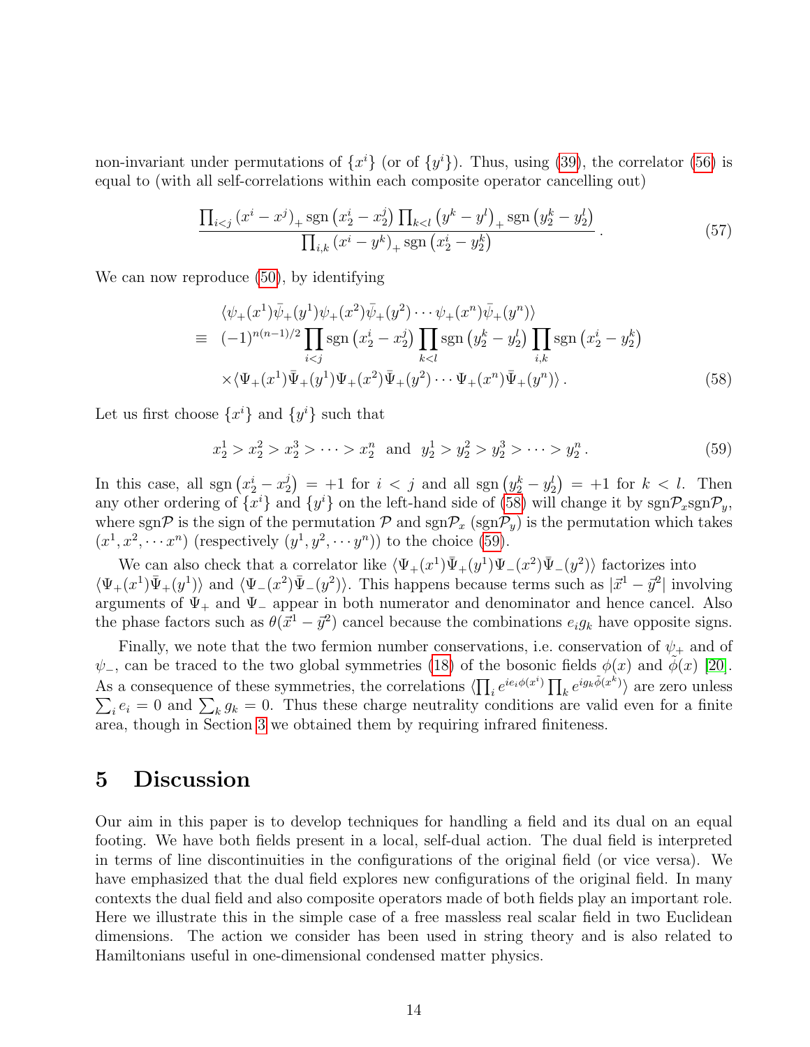non-invariant under permutations of $\{x^i\}$ (or of $\{y^i\}$). Thus, using (39), the correlator (56) is equal to (with all self-correlations within each composite operator cancelling out)

$$\frac{\prod_{i<j}\left(x^i-x^j\right)_+ \mathrm{sgn}\left(x_2^i-x_2^j\right)\prod_{k<l}\left(y^k-y^l\right)_+ \mathrm{sgn}\left(y_2^k-y_2^l\right)}{\prod_{i,k}\left(x^i-y^k\right)_+ \mathrm{sgn}\left(x_2^i-y_2^k\right)}\,. \tag{57}$$

We can now reproduce (50), by identifying

$$\begin{aligned}
&\langle\psi_+(x^1)\bar{\psi}_+(y^1)\psi_+(x^2)\bar{\psi}_+(y^2)\cdots\psi_+(x^n)\bar{\psi}_+(y^n)\rangle\\
\equiv\;& (-1)^{n(n-1)/2}\prod_{i<j}\mathrm{sgn}\left(x_2^i-x_2^j\right)\prod_{k<l}\mathrm{sgn}\left(y_2^k-y_2^l\right)\prod_{i,k}\mathrm{sgn}\left(x_2^i-y_2^k\right)\\
&\times\langle\Psi_+(x^1)\bar{\Psi}_+(y^1)\Psi_+(x^2)\bar{\Psi}_+(y^2)\cdots\Psi_+(x^n)\bar{\Psi}_+(y^n)\rangle\,.
\end{aligned} \tag{58}$$

Let us first choose $\{x^i\}$ and $\{y^i\}$ such that

$$x_2^1>x_2^2>x_2^3>\cdots>x_2^n \;\;\text{and}\;\; y_2^1>y_2^2>y_2^3>\cdots>y_2^n\,. \tag{59}$$

In this case, all $\mathrm{sgn}\left(x_2^i-x_2^j\right)=+1$ for $i<j$ and all $\mathrm{sgn}\left(y_2^k-y_2^l\right)=+1$ for $k<l$. Then any other ordering of $\{x^i\}$ and $\{y^i\}$ on the left-hand side of (58) will change it by $\mathrm{sgn}\mathcal{P}_x\mathrm{sgn}\mathcal{P}_y$, where $\mathrm{sgn}\mathcal{P}$ is the sign of the permutation $\mathcal{P}$ and $\mathrm{sgn}\mathcal{P}_x$ ($\mathrm{sgn}\mathcal{P}_y$) is the permutation which takes $(x^1,x^2,\cdots x^n)$ (respectively $(y^1,y^2,\cdots y^n)$) to the choice (59).

We can also check that a correlator like $\langle\Psi_+(x^1)\bar{\Psi}_+(y^1)\Psi_-(x^2)\bar{\Psi}_-(y^2)\rangle$ factorizes into $\langle\Psi_+(x^1)\bar{\Psi}_+(y^1)\rangle$ and $\langle\Psi_-(x^2)\bar{\Psi}_-(y^2)\rangle$. This happens because terms such as $|\vec{x}^1-\vec{y}^2|$ involving arguments of $\Psi_+$ and $\Psi_-$ appear in both numerator and denominator and hence cancel. Also the phase factors such as $\theta(\vec{x}^1-\vec{y}^2)$ cancel because the combinations $e_ig_k$ have opposite signs.

Finally, we note that the two fermion number conservations, i.e. conservation of $\psi_+$ and of $\psi_-$, can be traced to the two global symmetries (18) of the bosonic fields $\phi(x)$ and $\tilde{\phi}(x)$ [20]. As a consequence of these symmetries, the correlations $\langle\prod_i e^{ie_i\phi(x^i)}\prod_k e^{ig_k\tilde{\phi}(x^k)}\rangle$ are zero unless $\sum_i e_i=0$ and $\sum_k g_k=0$. Thus these charge neutrality conditions are valid even for a finite area, though in Section 3 we obtained them by requiring infrared finiteness.

# 5 Discussion

Our aim in this paper is to develop techniques for handling a field and its dual on an equal footing. We have both fields present in a local, self-dual action. The dual field is interpreted in terms of line discontinuities in the configurations of the original field (or vice versa). We have emphasized that the dual field explores new configurations of the original field. In many contexts the dual field and also composite operators made of both fields play an important role. Here we illustrate this in the simple case of a free massless real scalar field in two Euclidean dimensions. The action we consider has been used in string theory and is also related to Hamiltonians useful in one-dimensional condensed matter physics.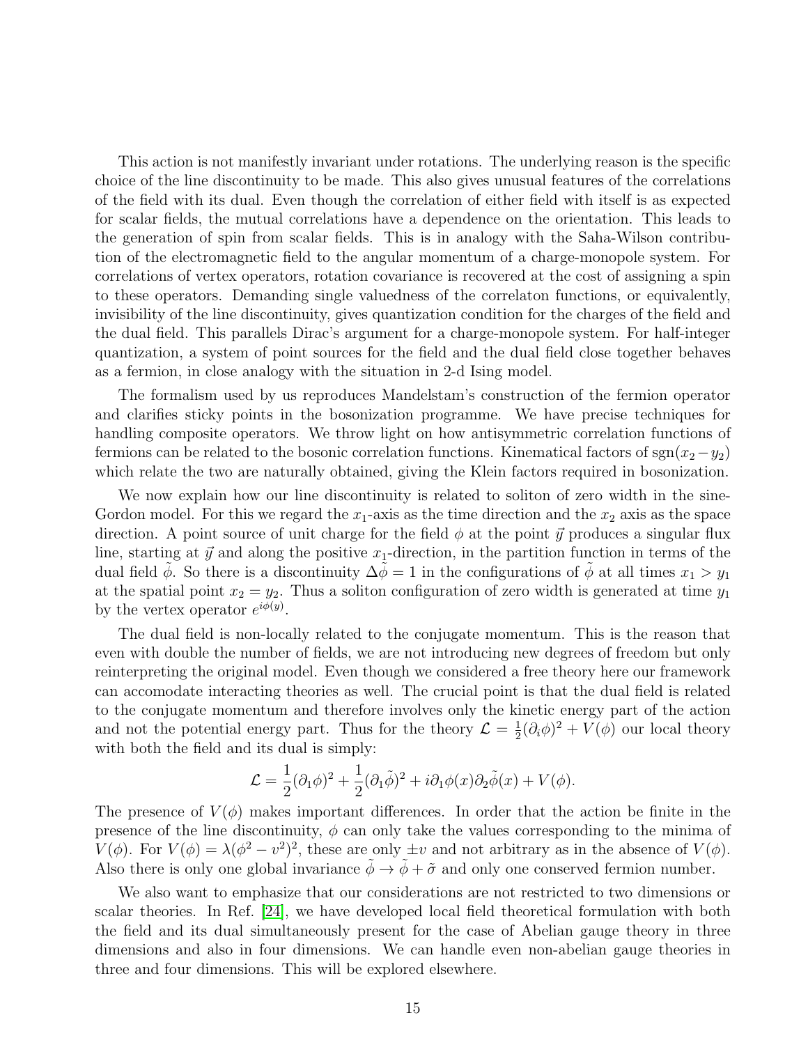This action is not manifestly invariant under rotations. The underlying reason is the specific choice of the line discontinuity to be made. This also gives unusual features of the correlations of the field with its dual. Even though the correlation of either field with itself is as expected for scalar fields, the mutual correlations have a dependence on the orientation. This leads to the generation of spin from scalar fields. This is in analogy with the Saha-Wilson contribution of the electromagnetic field to the angular momentum of a charge-monopole system. For correlations of vertex operators, rotation covariance is recovered at the cost of assigning a spin to these operators. Demanding single valuedness of the correlaton functions, or equivalently, invisibility of the line discontinuity, gives quantization condition for the charges of the field and the dual field. This parallels Dirac's argument for a charge-monopole system. For half-integer quantization, a system of point sources for the field and the dual field close together behaves as a fermion, in close analogy with the situation in 2-d Ising model.

The formalism used by us reproduces Mandelstam's construction of the fermion operator and clarifies sticky points in the bosonization programme. We have precise techniques for handling composite operators. We throw light on how antisymmetric correlation functions of fermions can be related to the bosonic correlation functions. Kinematical factors of $\mathrm{sgn}(x_2 - y_2)$ which relate the two are naturally obtained, giving the Klein factors required in bosonization.

We now explain how our line discontinuity is related to soliton of zero width in the sine-Gordon model. For this we regard the $x_1$-axis as the time direction and the $x_2$ axis as the space direction. A point source of unit charge for the field $\phi$ at the point $\vec{y}$ produces a singular flux line, starting at $\vec{y}$ and along the positive $x_1$-direction, in the partition function in terms of the dual field $\tilde{\phi}$. So there is a discontinuity $\Delta\tilde{\phi} = 1$ in the configurations of $\tilde{\phi}$ at all times $x_1 > y_1$ at the spatial point $x_2 = y_2$. Thus a soliton configuration of zero width is generated at time $y_1$ by the vertex operator $e^{i\phi(y)}$.

The dual field is non-locally related to the conjugate momentum. This is the reason that even with double the number of fields, we are not introducing new degrees of freedom but only reinterpreting the original model. Even though we considered a free theory here our framework can accomodate interacting theories as well. The crucial point is that the dual field is related to the conjugate momentum and therefore involves only the kinetic energy part of the action and not the potential energy part. Thus for the theory $\mathcal{L} = \frac{1}{2}(\partial_i\phi)^2 + V(\phi)$ our local theory with both the field and its dual is simply:

$$\mathcal{L} = \frac{1}{2}(\partial_1\phi)^2 + \frac{1}{2}(\partial_1\tilde{\phi})^2 + i\partial_1\phi(x)\partial_2\tilde{\phi}(x) + V(\phi).$$

The presence of $V(\phi)$ makes important differences. In order that the action be finite in the presence of the line discontinuity, $\phi$ can only take the values corresponding to the minima of $V(\phi)$. For $V(\phi) = \lambda(\phi^2 - v^2)^2$, these are only $\pm v$ and not arbitrary as in the absence of $V(\phi)$. Also there is only one global invariance $\tilde{\phi} \to \tilde{\phi} + \tilde{\sigma}$ and only one conserved fermion number.

We also want to emphasize that our considerations are not restricted to two dimensions or scalar theories. In Ref. [24], we have developed local field theoretical formulation with both the field and its dual simultaneously present for the case of Abelian gauge theory in three dimensions and also in four dimensions. We can handle even non-abelian gauge theories in three and four dimensions. This will be explored elsewhere.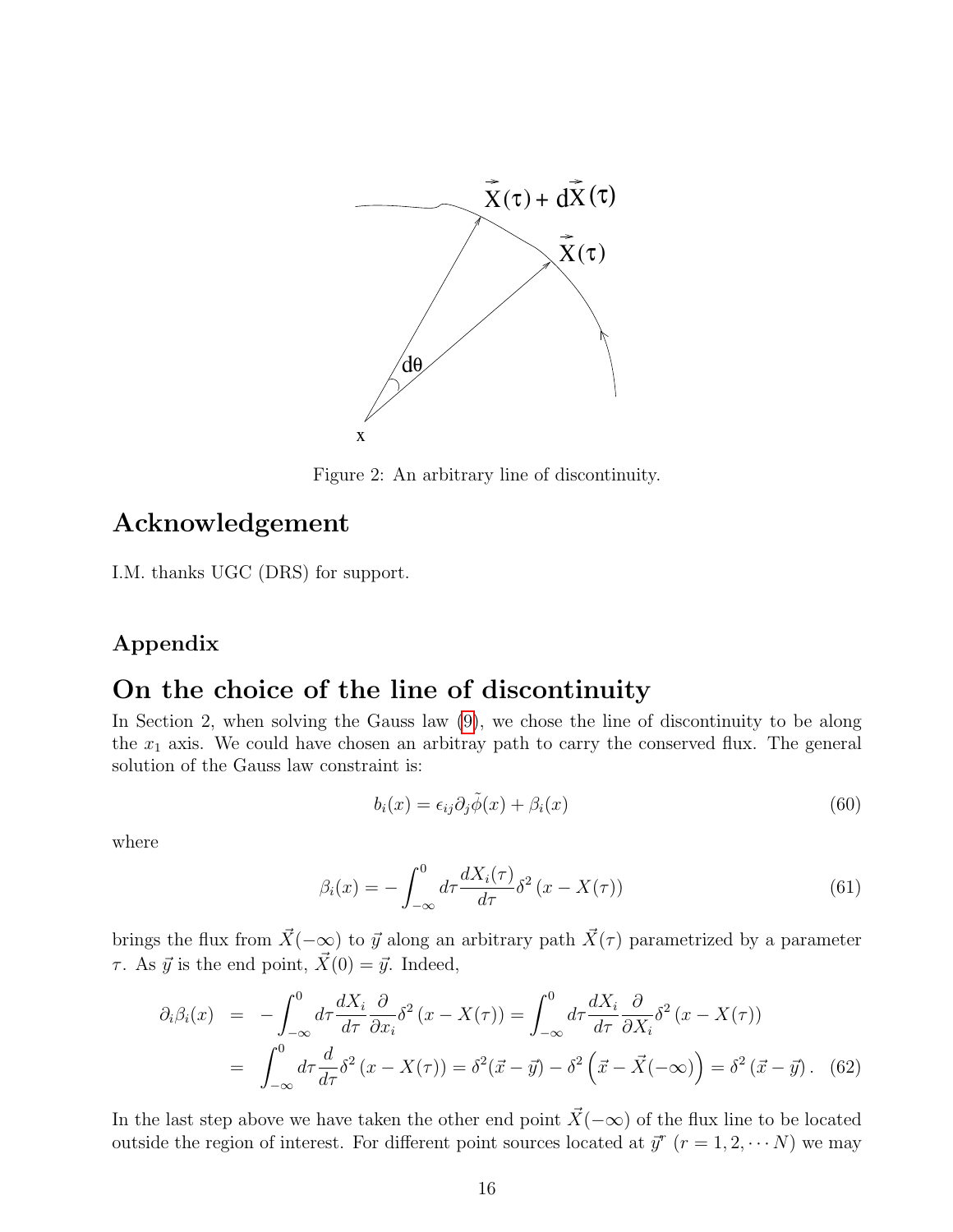Figure 2: An arbitrary line of discontinuity.

# Acknowledgement

I.M. thanks UGC (DRS) for support.

### Appendix

# On the choice of the line of discontinuity

In Section 2, when solving the Gauss law (9), we chose the line of discontinuity to be along the $x_1$ axis. We could have chosen an arbitray path to carry the conserved flux. The general solution of the Gauss law constraint is:

$$b_i(x) = \epsilon_{ij}\partial_j\tilde{\phi}(x) + \beta_i(x) \tag{60}$$

where

$$\beta_i(x) = -\int_{-\infty}^{0} d\tau \frac{dX_i(\tau)}{d\tau}\delta^2\left(x - X(\tau)\right) \tag{61}$$

brings the flux from $\vec{X}(-\infty)$ to $\vec{y}$ along an arbitrary path $\vec{X}(\tau)$ parametrized by a parameter $\tau$. As $\vec{y}$ is the end point, $\vec{X}(0) = \vec{y}$. Indeed,

$$\begin{aligned}
\partial_i\beta_i(x) &= -\int_{-\infty}^{0} d\tau \frac{dX_i}{d\tau}\frac{\partial}{\partial x_i}\delta^2\left(x - X(\tau)\right) = \int_{-\infty}^{0} d\tau \frac{dX_i}{d\tau}\frac{\partial}{\partial X_i}\delta^2\left(x - X(\tau)\right) \\
&= \int_{-\infty}^{0} d\tau \frac{d}{d\tau}\delta^2\left(x - X(\tau)\right) = \delta^2(\vec{x} - \vec{y}) - \delta^2\left(\vec{x} - \vec{X}(-\infty)\right) = \delta^2\left(\vec{x} - \vec{y}\right).
\end{aligned} \tag{62}$$

In the last step above we have taken the other end point $\vec{X}(-\infty)$ of the flux line to be located outside the region of interest. For different point sources located at $\vec{y}^r$ $(r = 1, 2, \cdots N)$ we may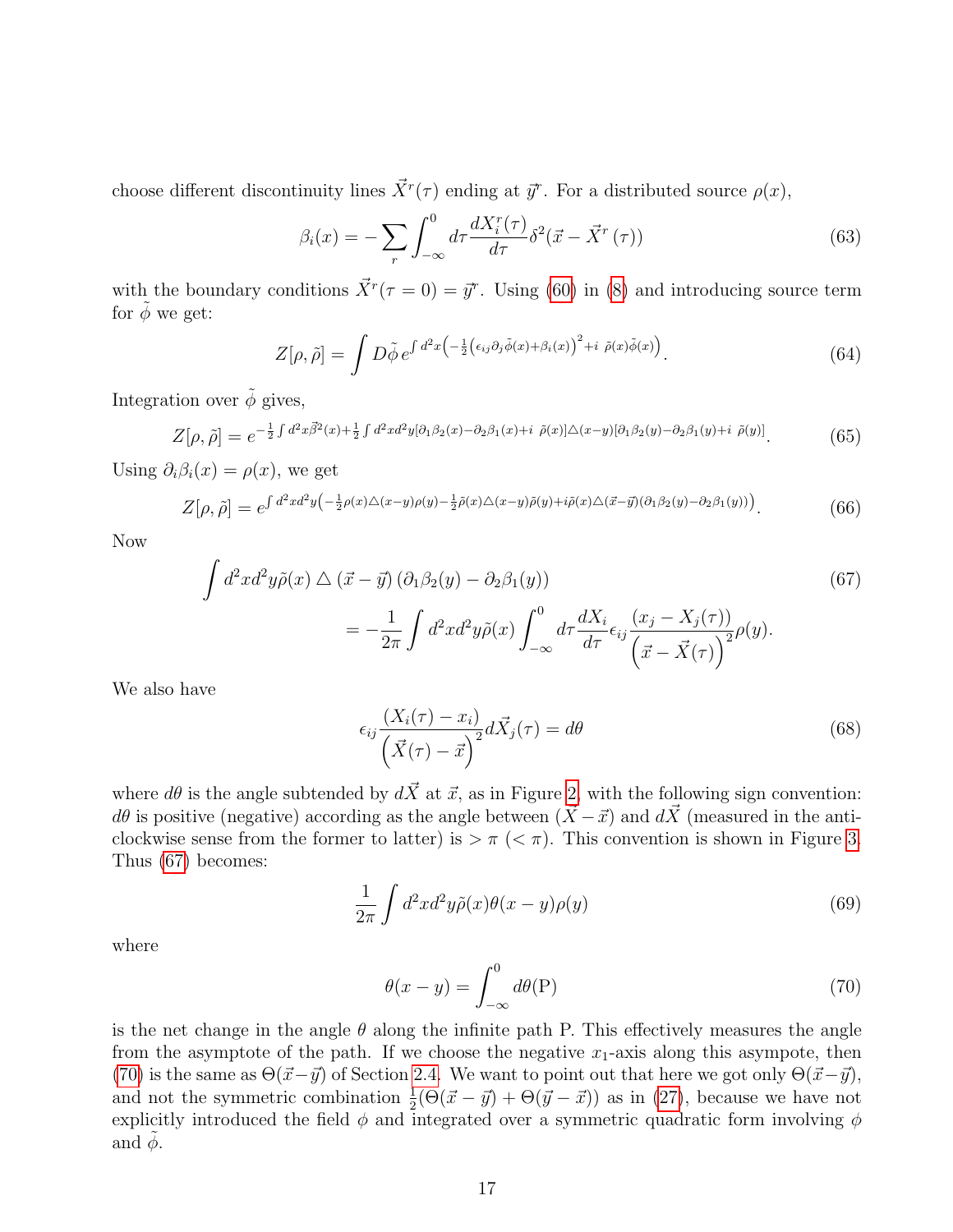choose different discontinuity lines $\vec{X}^r(\tau)$ ending at $\vec{y}^r$. For a distributed source $\rho(x)$,

$$\beta_i(x) = -\sum_r \int_{-\infty}^{0} d\tau \frac{dX_i^r(\tau)}{d\tau} \delta^2(\vec{x} - \vec{X}^r(\tau)) \tag{63}$$

with the boundary conditions $\vec{X}^r(\tau = 0) = \vec{y}^r$. Using (60) in (8) and introducing source term for $\tilde{\phi}$ we get:

$$Z[\rho, \tilde{\rho}] = \int D\tilde{\phi}\, e^{\int d^2x \left( -\frac{1}{2}\left(\epsilon_{ij}\partial_j \tilde{\phi}(x) + \beta_i(x)\right)^2 + i\ \tilde{\rho}(x)\tilde{\phi}(x)\right)}. \tag{64}$$

Integration over $\tilde{\phi}$ gives,

$$Z[\rho, \tilde{\rho}] = e^{-\frac{1}{2}\int d^2x \vec{\beta}^2(x) + \frac{1}{2}\int d^2x d^2y [\partial_1\beta_2(x) - \partial_2\beta_1(x) + i\ \tilde{\rho}(x)]\triangle(x-y)[\partial_1\beta_2(y) - \partial_2\beta_1(y) + i\ \tilde{\rho}(y)]}. \tag{65}$$

Using $\partial_i \beta_i(x) = \rho(x)$, we get

$$Z[\rho, \tilde{\rho}] = e^{\int d^2x d^2y \left( -\frac{1}{2}\rho(x)\triangle(x-y)\rho(y) - \frac{1}{2}\tilde{\rho}(x)\triangle(x-y)\tilde{\rho}(y) + i\tilde{\rho}(x)\triangle(\vec{x}-\vec{y})(\partial_1\beta_2(y) - \partial_2\beta_1(y))\right)}. \tag{66}$$

Now

$$\begin{aligned} &\int d^2x d^2y \tilde{\rho}(x) \triangle (\vec{x} - \vec{y}) \left(\partial_1\beta_2(y) - \partial_2\beta_1(y)\right) \\ &\qquad = -\frac{1}{2\pi}\int d^2x d^2y \tilde{\rho}(x) \int_{-\infty}^{0} d\tau \frac{dX_i}{d\tau} \epsilon_{ij} \frac{(x_j - X_j(\tau))}{\left(\vec{x} - \vec{X}(\tau)\right)^2} \rho(y). \end{aligned} \tag{67}$$

We also have

$$\epsilon_{ij} \frac{(X_i(\tau) - x_i)}{\left(\vec{X}(\tau) - \vec{x}\right)^2} d\vec{X}_j(\tau) = d\theta \tag{68}$$

where $d\theta$ is the angle subtended by $d\vec{X}$ at $\vec{x}$, as in Figure 2, with the following sign convention: $d\theta$ is positive (negative) according as the angle between $(\vec{X} - \vec{x})$ and $d\vec{X}$ (measured in the anti-clockwise sense from the former to latter) is $> \pi$ ($< \pi$). This convention is shown in Figure 3. Thus (67) becomes:

$$\frac{1}{2\pi}\int d^2x d^2y \tilde{\rho}(x)\theta(x-y)\rho(y) \tag{69}$$

where

$$\theta(x - y) = \int_{-\infty}^{0} d\theta(\mathrm{P}) \tag{70}$$

is the net change in the angle $\theta$ along the infinite path P. This effectively measures the angle from the asymptote of the path. If we choose the negative $x_1$-axis along this asympote, then (70) is the same as $\Theta(\vec{x}-\vec{y})$ of Section 2.4. We want to point out that here we got only $\Theta(\vec{x}-\vec{y})$, and not the symmetric combination $\frac{1}{2}(\Theta(\vec{x} - \vec{y}) + \Theta(\vec{y} - \vec{x}))$ as in (27), because we have not explicitly introduced the field $\phi$ and integrated over a symmetric quadratic form involving $\phi$ and $\tilde{\phi}$.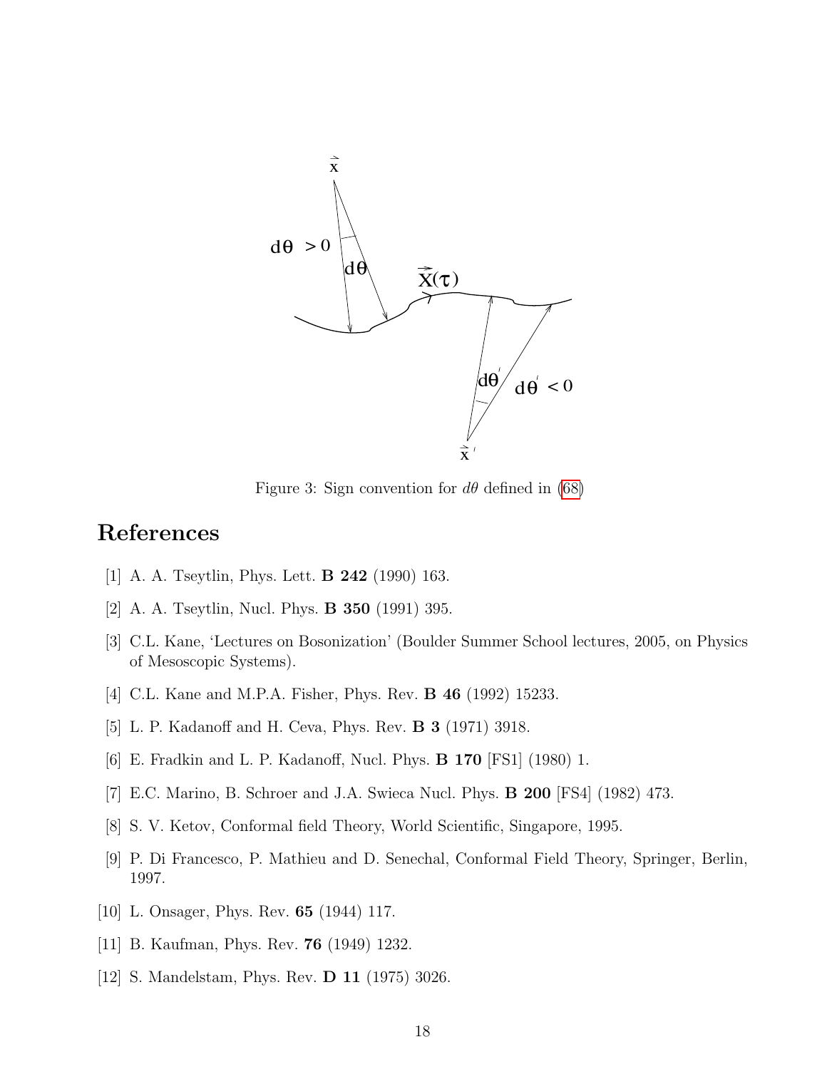Figure 3: Sign convention for $d\theta$ defined in (68)

# References

[1] A. A. Tseytlin, Phys. Lett. **B 242** (1990) 163.

[2] A. A. Tseytlin, Nucl. Phys. **B 350** (1991) 395.

[3] C.L. Kane, 'Lectures on Bosonization' (Boulder Summer School lectures, 2005, on Physics of Mesoscopic Systems).

[4] C.L. Kane and M.P.A. Fisher, Phys. Rev. **B 46** (1992) 15233.

[5] L. P. Kadanoff and H. Ceva, Phys. Rev. **B 3** (1971) 3918.

[6] E. Fradkin and L. P. Kadanoff, Nucl. Phys. **B 170** [FS1] (1980) 1.

[7] E.C. Marino, B. Schroer and J.A. Swieca Nucl. Phys. **B 200** [FS4] (1982) 473.

[8] S. V. Ketov, Conformal field Theory, World Scientific, Singapore, 1995.

[9] P. Di Francesco, P. Mathieu and D. Senechal, Conformal Field Theory, Springer, Berlin, 1997.

[10] L. Onsager, Phys. Rev. **65** (1944) 117.

[11] B. Kaufman, Phys. Rev. **76** (1949) 1232.

[12] S. Mandelstam, Phys. Rev. **D 11** (1975) 3026.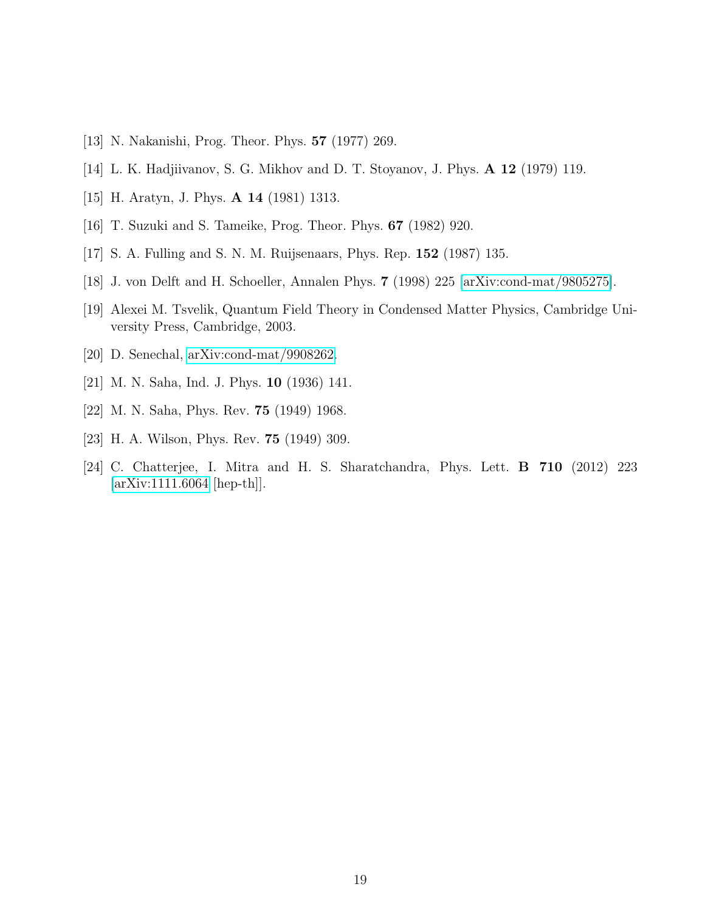[13] N. Nakanishi, Prog. Theor. Phys. **57** (1977) 269.

[14] L. K. Hadjiivanov, S. G. Mikhov and D. T. Stoyanov, J. Phys. **A 12** (1979) 119.

[15] H. Aratyn, J. Phys. **A 14** (1981) 1313.

[16] T. Suzuki and S. Tameike, Prog. Theor. Phys. **67** (1982) 920.

[17] S. A. Fulling and S. N. M. Ruijsenaars, Phys. Rep. **152** (1987) 135.

[18] J. von Delft and H. Schoeller, Annalen Phys. **7** (1998) 225 [arXiv:cond-mat/9805275].

[19] Alexei M. Tsvelik, Quantum Field Theory in Condensed Matter Physics, Cambridge University Press, Cambridge, 2003.

[20] D. Senechal, arXiv:cond-mat/9908262.

[21] M. N. Saha, Ind. J. Phys. **10** (1936) 141.

[22] M. N. Saha, Phys. Rev. **75** (1949) 1968.

[23] H. A. Wilson, Phys. Rev. **75** (1949) 309.

[24] C. Chatterjee, I. Mitra and H. S. Sharatchandra, Phys. Lett. **B 710** (2012) 223 [arXiv:1111.6064 [hep-th]].